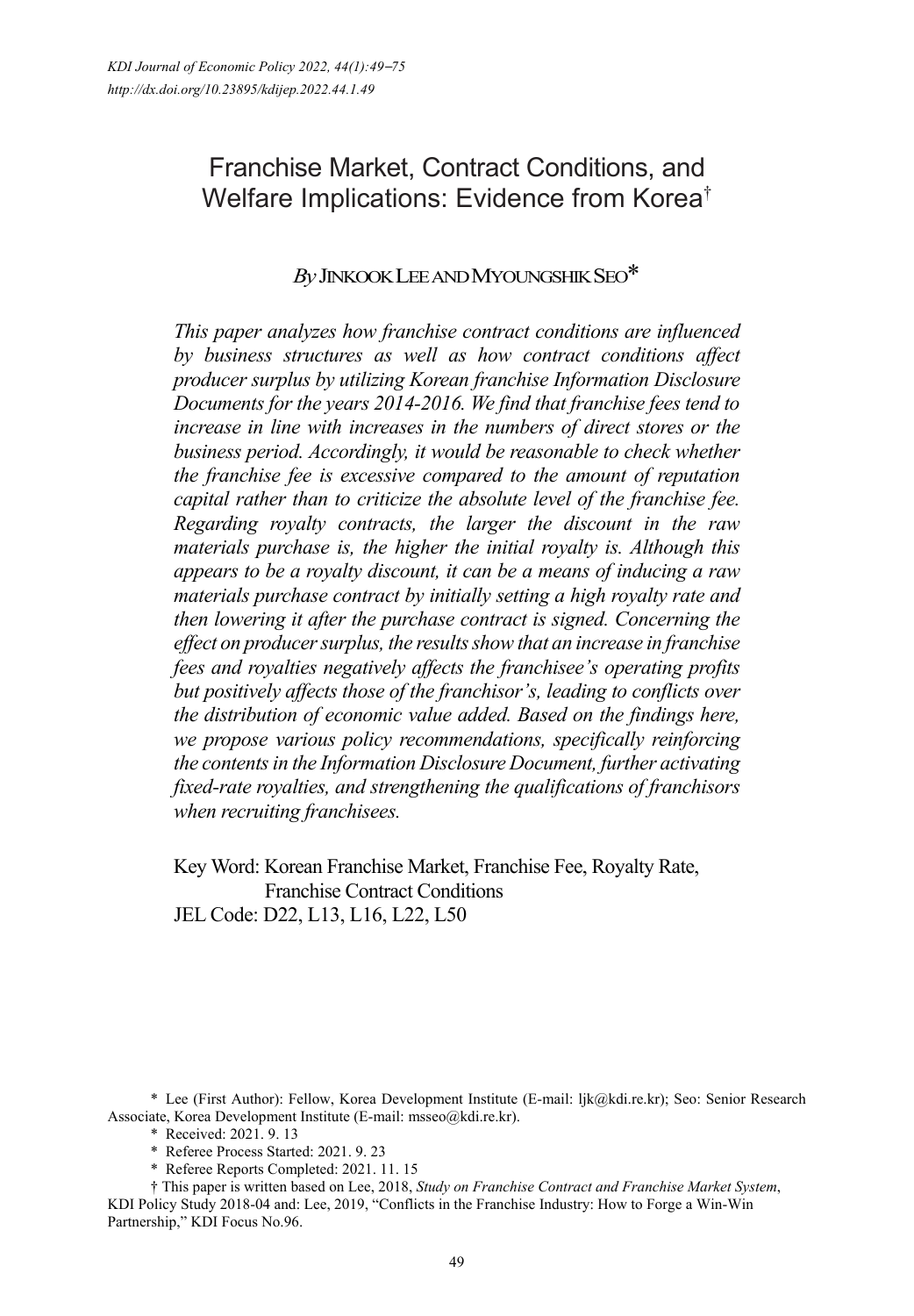# Franchise Market, Contract Conditions, and Welfare Implications: Evidence from Korea†

*By* JINKOOK LEE AND MYOUNGSHIK SEO*

*This paper analyzes how franchise contract conditions are influenced by business structures as well as how contract conditions affect producer surplus by utilizing Korean franchise Information Disclosure Documents for the years 2014-2016. We find that franchise fees tend to increase in line with increases in the numbers of direct stores or the business period. Accordingly, it would be reasonable to check whether the franchise fee is excessive compared to the amount of reputation capital rather than to criticize the absolute level of the franchise fee. Regarding royalty contracts, the larger the discount in the raw materials purchase is, the higher the initial royalty is. Although this appears to be a royalty discount, it can be a means of inducing a raw materials purchase contract by initially setting a high royalty rate and then lowering it after the purchase contract is signed. Concerning the effect on producer surplus, the results show that an increase in franchise fees and royalties negatively affects the franchisee's operating profits but positively affects those of the franchisor's, leading to conflicts over the distribution of economic value added. Based on the findings here, we propose various policy recommendations, specifically reinforcing the contents in the Information Disclosure Document, further activating fixed-rate royalties, and strengthening the qualifications of franchisors when recruiting franchisees.*

Key Word: Korean Franchise Market, Franchise Fee, Royalty Rate, Franchise Contract Conditions

JEL Code: D22, L13, L16, L22, L50

\* Lee (First Author): Fellow, Korea Development Institute (E-mail: ljk@kdi.re.kr); Seo: Senior Research Associate, Korea Development Institute (E-mail: msseo@kdi.re.kr).

\* Received: 2021. 9. 13

\* Referee Process Started: 2021. 9. 23

\* Referee Reports Completed: 2021. 11. 15

† This paper is written based on Lee, 2018, *Study on Franchise Contract and Franchise Market System*, KDI Policy Study 2018-04 and: Lee, 2019, "Conflicts in the Franchise Industry: How to Forge a Win-Win Partnership," KDI Focus No.96.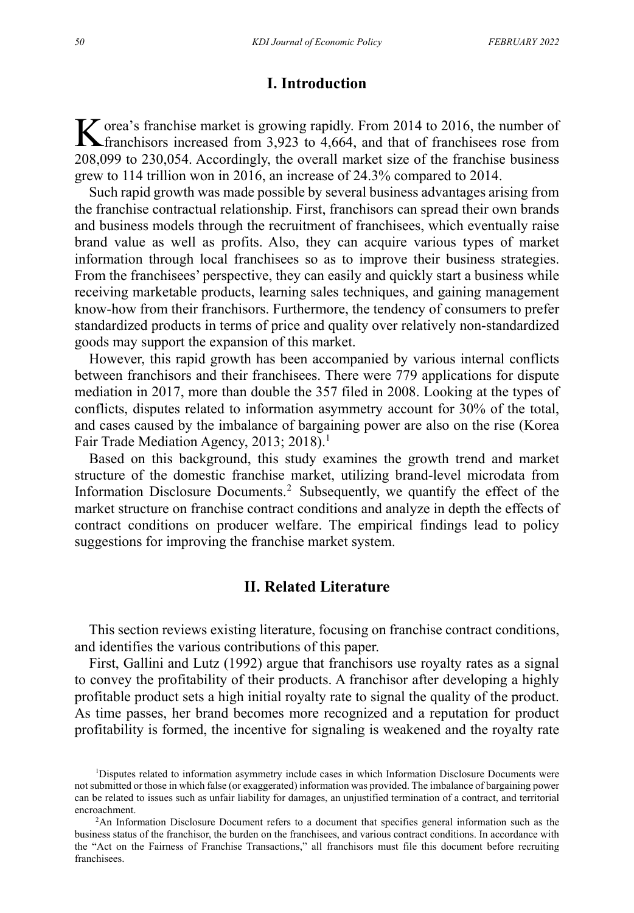## I. Introduction

Korea's franchise market is growing rapidly. From 2014 to 2016, the number of franchisors increased from 3,923 to 4,664, and that of franchisees rose from 208,099 to 230,054. Accordingly, the overall market size of the franchise business grew to 114 trillion won in 2016, an increase of 24.3% compared to 2014.

Such rapid growth was made possible by several business advantages arising from the franchise contractual relationship. First, franchisors can spread their own brands and business models through the recruitment of franchisees, which eventually raise brand value as well as profits. Also, they can acquire various types of market information through local franchisees so as to improve their business strategies. From the franchisees' perspective, they can easily and quickly start a business while receiving marketable products, learning sales techniques, and gaining management know-how from their franchisors. Furthermore, the tendency of consumers to prefer standardized products in terms of price and quality over relatively non-standardized goods may support the expansion of this market.

However, this rapid growth has been accompanied by various internal conflicts between franchisors and their franchisees. There were 779 applications for dispute mediation in 2017, more than double the 357 filed in 2008. Looking at the types of conflicts, disputes related to information asymmetry account for 30% of the total, and cases caused by the imbalance of bargaining power are also on the rise (Korea Fair Trade Mediation Agency, 2013; 2018).[1]

Based on this background, this study examines the growth trend and market structure of the domestic franchise market, utilizing brand-level microdata from Information Disclosure Documents.[2] Subsequently, we quantify the effect of the market structure on franchise contract conditions and analyze in depth the effects of contract conditions on producer welfare. The empirical findings lead to policy suggestions for improving the franchise market system.

## II. Related Literature

This section reviews existing literature, focusing on franchise contract conditions, and identifies the various contributions of this paper.

First, Gallini and Lutz (1992) argue that franchisors use royalty rates as a signal to convey the profitability of their products. A franchisor after developing a highly profitable product sets a high initial royalty rate to signal the quality of the product. As time passes, her brand becomes more recognized and a reputation for product profitability is formed, the incentive for signaling is weakened and the royalty rate

[1] Disputes related to information asymmetry include cases in which Information Disclosure Documents were not submitted or those in which false (or exaggerated) information was provided. The imbalance of bargaining power can be related to issues such as unfair liability for damages, an unjustified termination of a contract, and territorial encroachment.

[2] An Information Disclosure Document refers to a document that specifies general information such as the business status of the franchisor, the burden on the franchisees, and various contract conditions. In accordance with the "Act on the Fairness of Franchise Transactions," all franchisors must file this document before recruiting franchisees.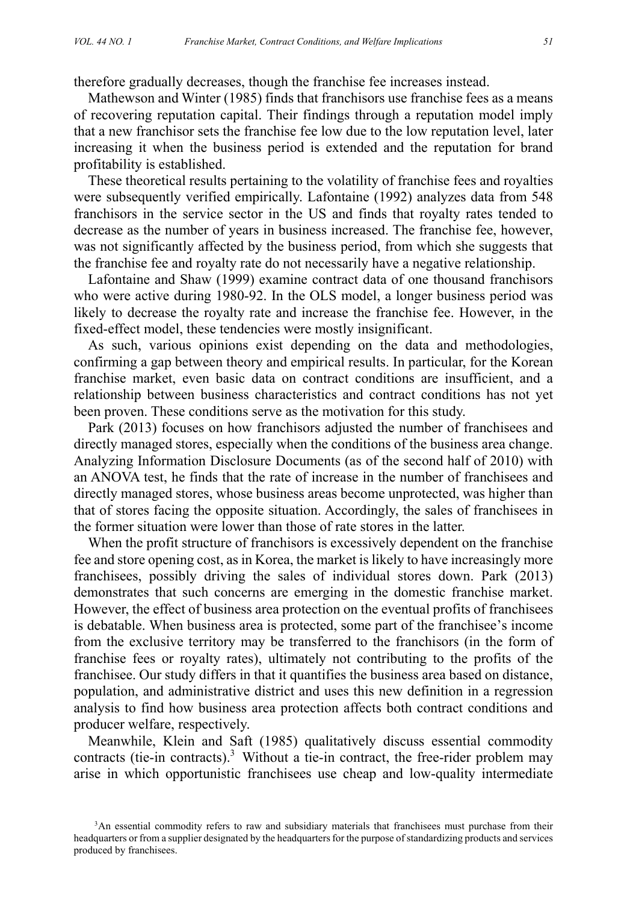therefore gradually decreases, though the franchise fee increases instead.

Mathewson and Winter (1985) finds that franchisors use franchise fees as a means of recovering reputation capital. Their findings through a reputation model imply that a new franchisor sets the franchise fee low due to the low reputation level, later increasing it when the business period is extended and the reputation for brand profitability is established.

These theoretical results pertaining to the volatility of franchise fees and royalties were subsequently verified empirically. Lafontaine (1992) analyzes data from 548 franchisors in the service sector in the US and finds that royalty rates tended to decrease as the number of years in business increased. The franchise fee, however, was not significantly affected by the business period, from which she suggests that the franchise fee and royalty rate do not necessarily have a negative relationship.

Lafontaine and Shaw (1999) examine contract data of one thousand franchisors who were active during 1980-92. In the OLS model, a longer business period was likely to decrease the royalty rate and increase the franchise fee. However, in the fixed-effect model, these tendencies were mostly insignificant.

As such, various opinions exist depending on the data and methodologies, confirming a gap between theory and empirical results. In particular, for the Korean franchise market, even basic data on contract conditions are insufficient, and a relationship between business characteristics and contract conditions has not yet been proven. These conditions serve as the motivation for this study.

Park (2013) focuses on how franchisors adjusted the number of franchisees and directly managed stores, especially when the conditions of the business area change. Analyzing Information Disclosure Documents (as of the second half of 2010) with an ANOVA test, he finds that the rate of increase in the number of franchisees and directly managed stores, whose business areas become unprotected, was higher than that of stores facing the opposite situation. Accordingly, the sales of franchisees in the former situation were lower than those of rate stores in the latter.

When the profit structure of franchisors is excessively dependent on the franchise fee and store opening cost, as in Korea, the market is likely to have increasingly more franchisees, possibly driving the sales of individual stores down. Park (2013) demonstrates that such concerns are emerging in the domestic franchise market. However, the effect of business area protection on the eventual profits of franchisees is debatable. When business area is protected, some part of the franchisee's income from the exclusive territory may be transferred to the franchisors (in the form of franchise fees or royalty rates), ultimately not contributing to the profits of the franchisee. Our study differs in that it quantifies the business area based on distance, population, and administrative district and uses this new definition in a regression analysis to find how business area protection affects both contract conditions and producer welfare, respectively.

Meanwhile, Klein and Saft (1985) qualitatively discuss essential commodity contracts (tie-in contracts).[3] Without a tie-in contract, the free-rider problem may arise in which opportunistic franchisees use cheap and low-quality intermediate

[3] An essential commodity refers to raw and subsidiary materials that franchisees must purchase from their headquarters or from a supplier designated by the headquarters for the purpose of standardizing products and services produced by franchisees.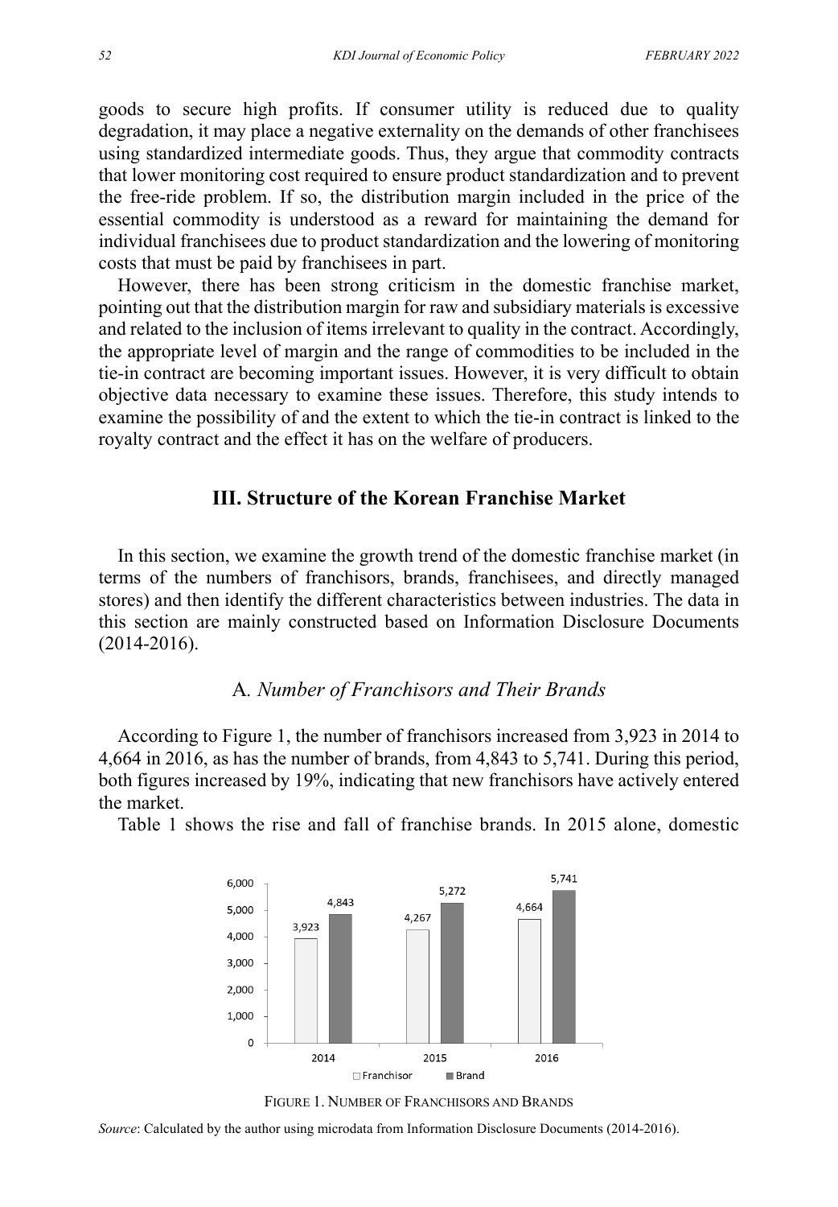goods to secure high profits. If consumer utility is reduced due to quality degradation, it may place a negative externality on the demands of other franchisees using standardized intermediate goods. Thus, they argue that commodity contracts that lower monitoring cost required to ensure product standardization and to prevent the free-ride problem. If so, the distribution margin included in the price of the essential commodity is understood as a reward for maintaining the demand for individual franchisees due to product standardization and the lowering of monitoring costs that must be paid by franchisees in part.

However, there has been strong criticism in the domestic franchise market, pointing out that the distribution margin for raw and subsidiary materials is excessive and related to the inclusion of items irrelevant to quality in the contract. Accordingly, the appropriate level of margin and the range of commodities to be included in the tie-in contract are becoming important issues. However, it is very difficult to obtain objective data necessary to examine these issues. Therefore, this study intends to examine the possibility of and the extent to which the tie-in contract is linked to the royalty contract and the effect it has on the welfare of producers.

## III. Structure of the Korean Franchise Market

In this section, we examine the growth trend of the domestic franchise market (in terms of the numbers of franchisors, brands, franchisees, and directly managed stores) and then identify the different characteristics between industries. The data in this section are mainly constructed based on Information Disclosure Documents (2014-2016).

### A. *Number of Franchisors and Their Brands*

According to Figure 1, the number of franchisors increased from 3,923 in 2014 to 4,664 in 2016, as has the number of brands, from 4,843 to 5,741. During this period, both figures increased by 19%, indicating that new franchisors have actively entered the market.

Table 1 shows the rise and fall of franchise brands. In 2015 alone, domestic

| | 2014 | 2015 | 2016 |
|---|---|---|---|
| Franchisor | 3,923 | 4,267 | 4,664 |
| Brand | 4,843 | 5,272 | 5,741 |

FIGURE 1. NUMBER OF FRANCHISORS AND BRANDS

*Source*: Calculated by the author using microdata from Information Disclosure Documents (2014-2016).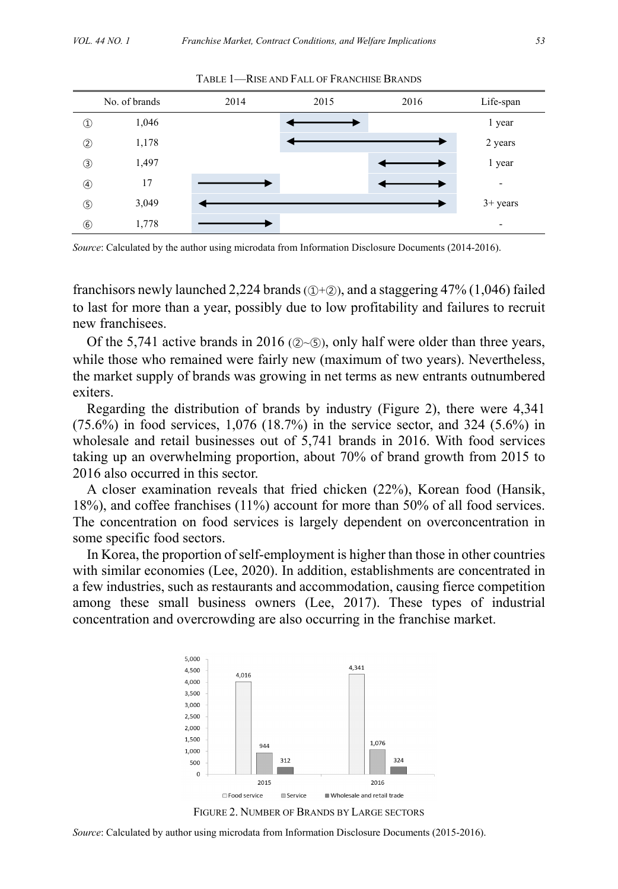TABLE 1—RISE AND FALL OF FRANCHISE BRANDS

| | No. of brands | 2014 | 2015 | 2016 | Life-span |
|---|---|---|---|---|---|
| ① | 1,046 | | ⟷ | | 1 year |
| ② | 1,178 | | ⟷ | ⟷ | 2 years |
| ③ | 1,497 | | | ⟷ | 1 year |
| ④ | 17 | ⟶ | | ⟷ | - |
| ⑤ | 3,049 | ⟷ | ⟷ | ⟷ | 3+ years |
| ⑥ | 1,778 | ⟶ | | | - |

*Source*: Calculated by the author using microdata from Information Disclosure Documents (2014-2016).

franchisors newly launched 2,224 brands (①+②), and a staggering 47% (1,046) failed to last for more than a year, possibly due to low profitability and failures to recruit new franchisees.

Of the 5,741 active brands in 2016 (②~⑤), only half were older than three years, while those who remained were fairly new (maximum of two years). Nevertheless, the market supply of brands was growing in net terms as new entrants outnumbered exiters.

Regarding the distribution of brands by industry (Figure 2), there were 4,341 (75.6%) in food services, 1,076 (18.7%) in the service sector, and 324 (5.6%) in wholesale and retail businesses out of 5,741 brands in 2016. With food services taking up an overwhelming proportion, about 70% of brand growth from 2015 to 2016 also occurred in this sector.

A closer examination reveals that fried chicken (22%), Korean food (Hansik, 18%), and coffee franchises (11%) account for more than 50% of all food services. The concentration on food services is largely dependent on overconcentration in some specific food sectors.

In Korea, the proportion of self-employment is higher than those in other countries with similar economies (Lee, 2020). In addition, establishments are concentrated in a few industries, such as restaurants and accommodation, causing fierce competition among these small business owners (Lee, 2017). These types of industrial concentration and overcrowding are also occurring in the franchise market.

FIGURE 2. NUMBER OF BRANDS BY LARGE SECTORS

*Source*: Calculated by author using microdata from Information Disclosure Documents (2015-2016).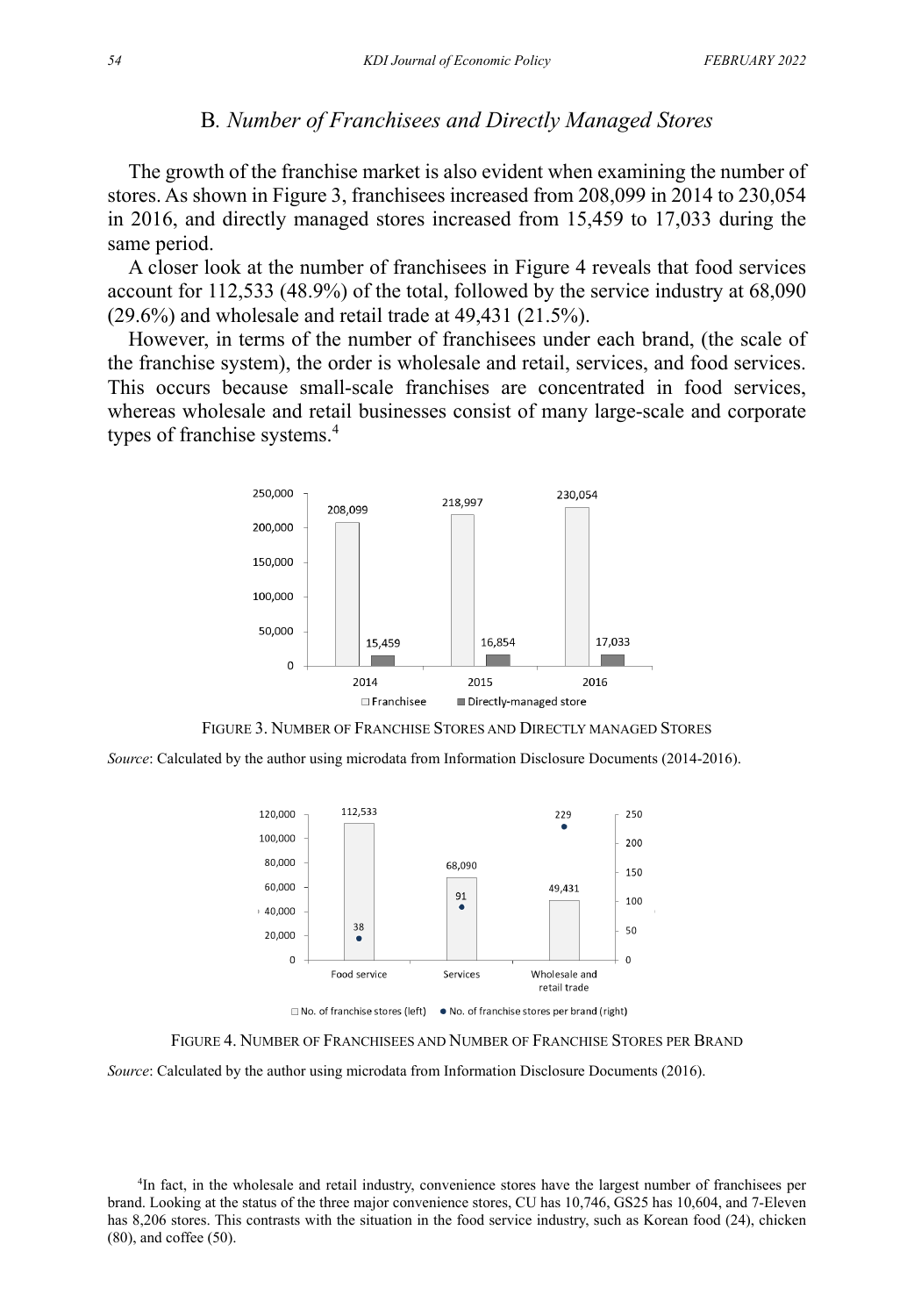## B. *Number of Franchisees and Directly Managed Stores*

The growth of the franchise market is also evident when examining the number of stores. As shown in Figure 3, franchisees increased from 208,099 in 2014 to 230,054 in 2016, and directly managed stores increased from 15,459 to 17,033 during the same period.

A closer look at the number of franchisees in Figure 4 reveals that food services account for 112,533 (48.9%) of the total, followed by the service industry at 68,090 (29.6%) and wholesale and retail trade at 49,431 (21.5%).

However, in terms of the number of franchisees under each brand, (the scale of the franchise system), the order is wholesale and retail, services, and food services. This occurs because small-scale franchises are concentrated in food services, whereas wholesale and retail businesses consist of many large-scale and corporate types of franchise systems.[4]

FIGURE 3. NUMBER OF FRANCHISE STORES AND DIRECTLY MANAGED STORES

*Source*: Calculated by the author using microdata from Information Disclosure Documents (2014-2016).

FIGURE 4. NUMBER OF FRANCHISEES AND NUMBER OF FRANCHISE STORES PER BRAND

*Source*: Calculated by the author using microdata from Information Disclosure Documents (2016).

[4]In fact, in the wholesale and retail industry, convenience stores have the largest number of franchisees per brand. Looking at the status of the three major convenience stores, CU has 10,746, GS25 has 10,604, and 7-Eleven has 8,206 stores. This contrasts with the situation in the food service industry, such as Korean food (24), chicken (80), and coffee (50).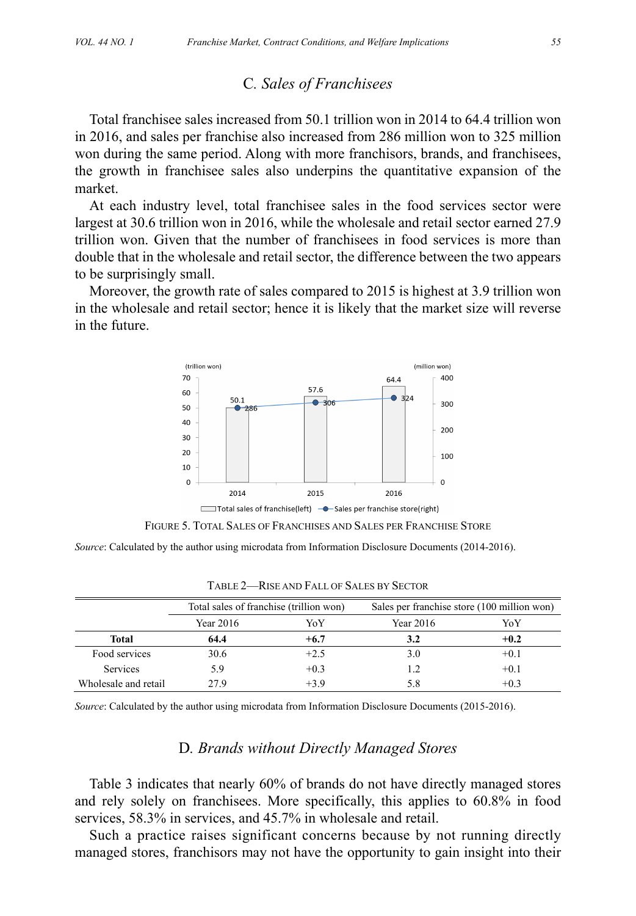### C. *Sales of Franchisees*

Total franchisee sales increased from 50.1 trillion won in 2014 to 64.4 trillion won in 2016, and sales per franchise also increased from 286 million won to 325 million won during the same period. Along with more franchisors, brands, and franchisees, the growth in franchisee sales also underpins the quantitative expansion of the market.

At each industry level, total franchisee sales in the food services sector were largest at 30.6 trillion won in 2016, while the wholesale and retail sector earned 27.9 trillion won. Given that the number of franchisees in food services is more than double that in the wholesale and retail sector, the difference between the two appears to be surprisingly small.

Moreover, the growth rate of sales compared to 2015 is highest at 3.9 trillion won in the wholesale and retail sector; hence it is likely that the market size will reverse in the future.

FIGURE 5. TOTAL SALES OF FRANCHISES AND SALES PER FRANCHISE STORE

*Source*: Calculated by the author using microdata from Information Disclosure Documents (2014-2016).

TABLE 2—RISE AND FALL OF SALES BY SECTOR

| | Total sales of franchise (trillion won) | | Sales per franchise store (100 million won) | |
|---|---|---|---|---|
| | Year 2016 | YoY | Year 2016 | YoY |
| **Total** | **64.4** | **+6.7** | **3.2** | **+0.2** |
| Food services | 30.6 | +2.5 | 3.0 | +0.1 |
| Services | 5.9 | +0.3 | 1.2 | +0.1 |
| Wholesale and retail | 27.9 | +3.9 | 5.8 | +0.3 |

*Source*: Calculated by the author using microdata from Information Disclosure Documents (2015-2016).

### D. *Brands without Directly Managed Stores*

Table 3 indicates that nearly 60% of brands do not have directly managed stores and rely solely on franchisees. More specifically, this applies to 60.8% in food services, 58.3% in services, and 45.7% in wholesale and retail.

Such a practice raises significant concerns because by not running directly managed stores, franchisors may not have the opportunity to gain insight into their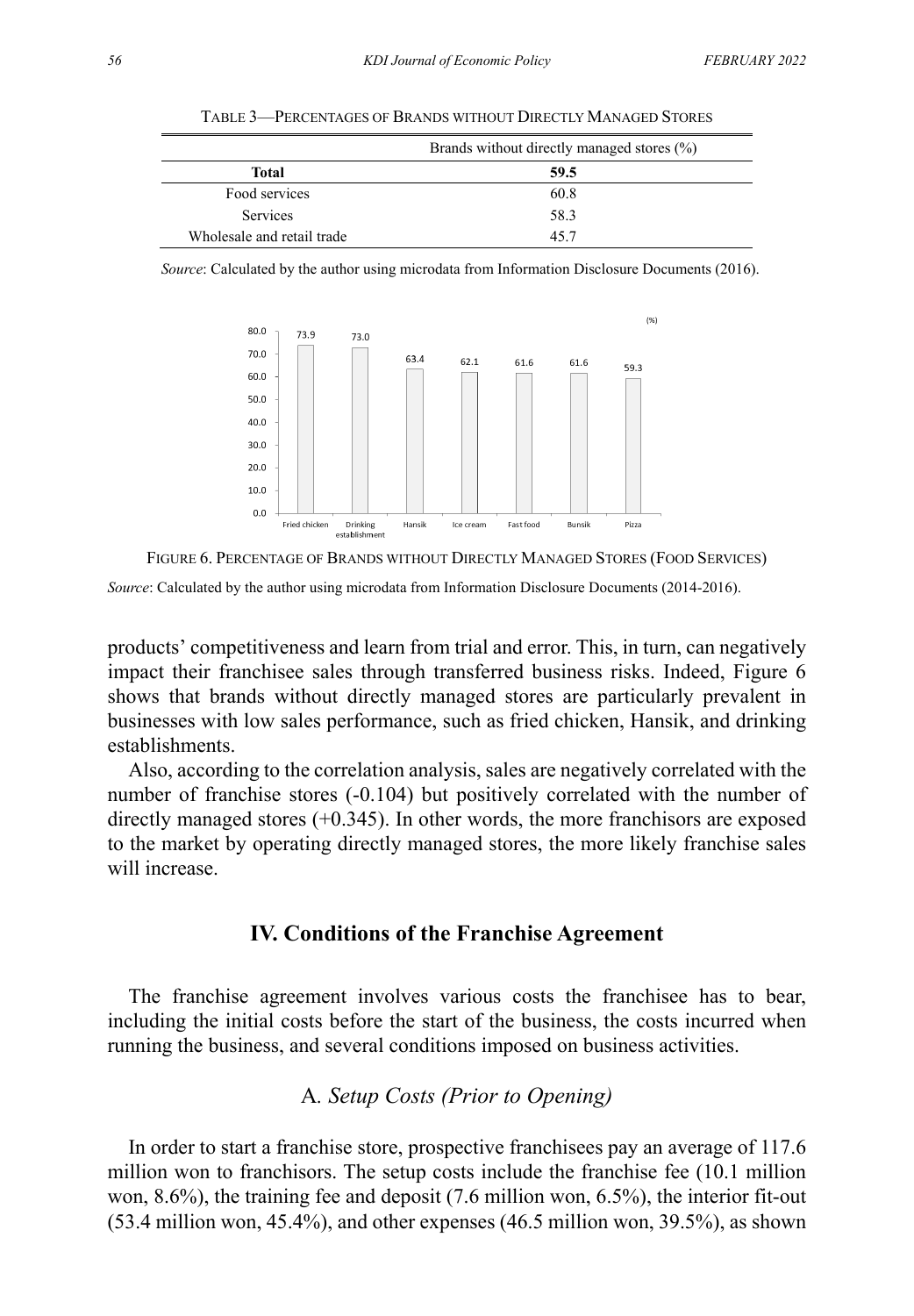TABLE 3—PERCENTAGES OF BRANDS WITHOUT DIRECTLY MANAGED STORES

| | Brands without directly managed stores (%) |
|---|---|
| **Total** | **59.5** |
| Food services | 60.8 |
| Services | 58.3 |
| Wholesale and retail trade | 45.7 |

*Source*: Calculated by the author using microdata from Information Disclosure Documents (2016).

FIGURE 6. PERCENTAGE OF BRANDS WITHOUT DIRECTLY MANAGED STORES (FOOD SERVICES)

*Source*: Calculated by the author using microdata from Information Disclosure Documents (2014-2016).

products' competitiveness and learn from trial and error. This, in turn, can negatively impact their franchisee sales through transferred business risks. Indeed, Figure 6 shows that brands without directly managed stores are particularly prevalent in businesses with low sales performance, such as fried chicken, Hansik, and drinking establishments.

Also, according to the correlation analysis, sales are negatively correlated with the number of franchise stores (-0.104) but positively correlated with the number of directly managed stores (+0.345). In other words, the more franchisors are exposed to the market by operating directly managed stores, the more likely franchise sales will increase.

## IV. Conditions of the Franchise Agreement

The franchise agreement involves various costs the franchisee has to bear, including the initial costs before the start of the business, the costs incurred when running the business, and several conditions imposed on business activities.

### A. *Setup Costs (Prior to Opening)*

In order to start a franchise store, prospective franchisees pay an average of 117.6 million won to franchisors. The setup costs include the franchise fee (10.1 million won, 8.6%), the training fee and deposit (7.6 million won, 6.5%), the interior fit-out (53.4 million won, 45.4%), and other expenses (46.5 million won, 39.5%), as shown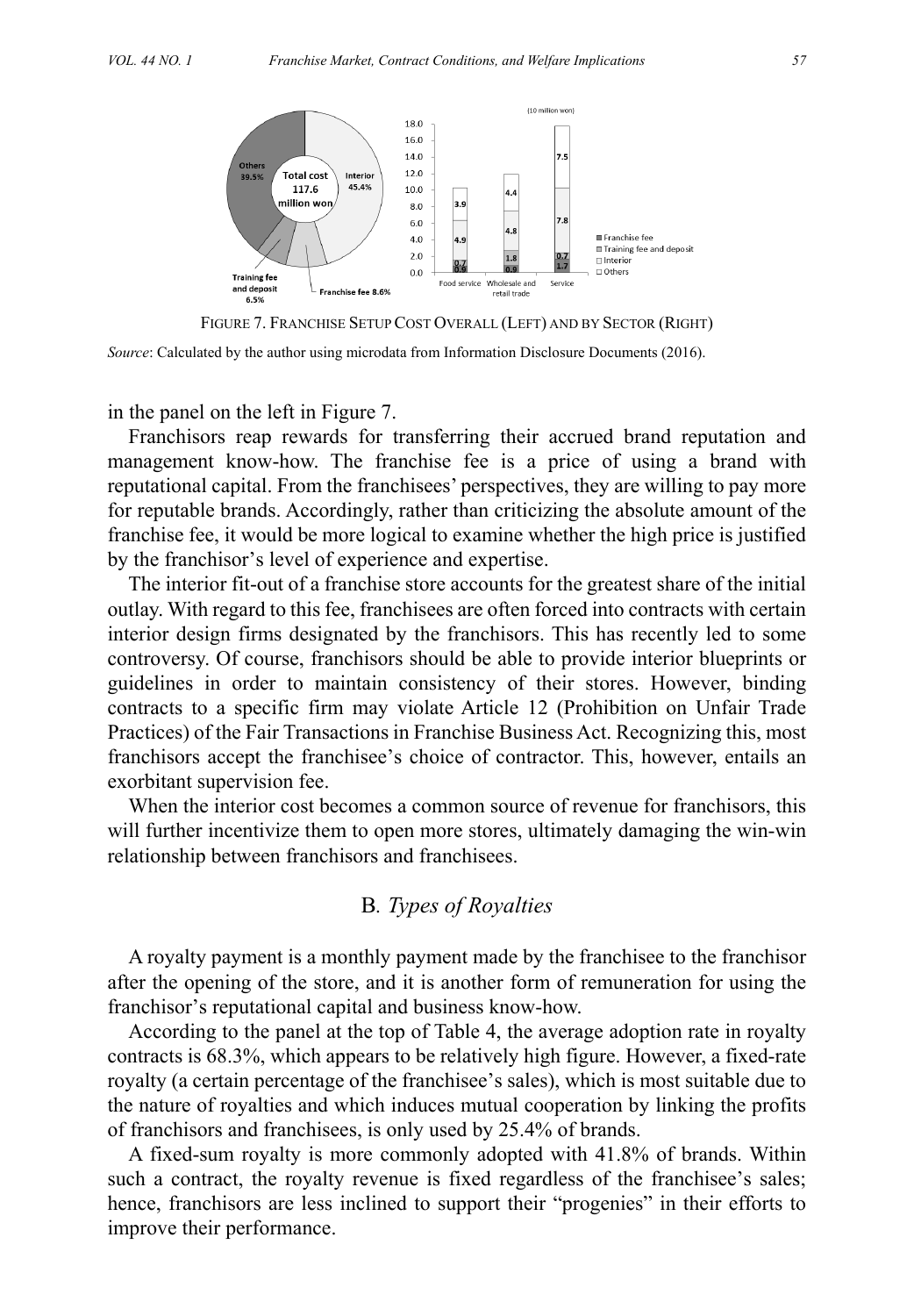FIGURE 7. FRANCHISE SETUP COST OVERALL (LEFT) AND BY SECTOR (RIGHT)

*Source*: Calculated by the author using microdata from Information Disclosure Documents (2016).

in the panel on the left in Figure 7.

Franchisors reap rewards for transferring their accrued brand reputation and management know-how. The franchise fee is a price of using a brand with reputational capital. From the franchisees' perspectives, they are willing to pay more for reputable brands. Accordingly, rather than criticizing the absolute amount of the franchise fee, it would be more logical to examine whether the high price is justified by the franchisor's level of experience and expertise.

The interior fit-out of a franchise store accounts for the greatest share of the initial outlay. With regard to this fee, franchisees are often forced into contracts with certain interior design firms designated by the franchisors. This has recently led to some controversy. Of course, franchisors should be able to provide interior blueprints or guidelines in order to maintain consistency of their stores. However, binding contracts to a specific firm may violate Article 12 (Prohibition on Unfair Trade Practices) of the Fair Transactions in Franchise Business Act. Recognizing this, most franchisors accept the franchisee's choice of contractor. This, however, entails an exorbitant supervision fee.

When the interior cost becomes a common source of revenue for franchisors, this will further incentivize them to open more stores, ultimately damaging the win-win relationship between franchisors and franchisees.

## B. *Types of Royalties*

A royalty payment is a monthly payment made by the franchisee to the franchisor after the opening of the store, and it is another form of remuneration for using the franchisor's reputational capital and business know-how.

According to the panel at the top of Table 4, the average adoption rate in royalty contracts is 68.3%, which appears to be relatively high figure. However, a fixed-rate royalty (a certain percentage of the franchisee's sales), which is most suitable due to the nature of royalties and which induces mutual cooperation by linking the profits of franchisors and franchisees, is only used by 25.4% of brands.

A fixed-sum royalty is more commonly adopted with 41.8% of brands. Within such a contract, the royalty revenue is fixed regardless of the franchisee's sales; hence, franchisors are less inclined to support their "progenies" in their efforts to improve their performance.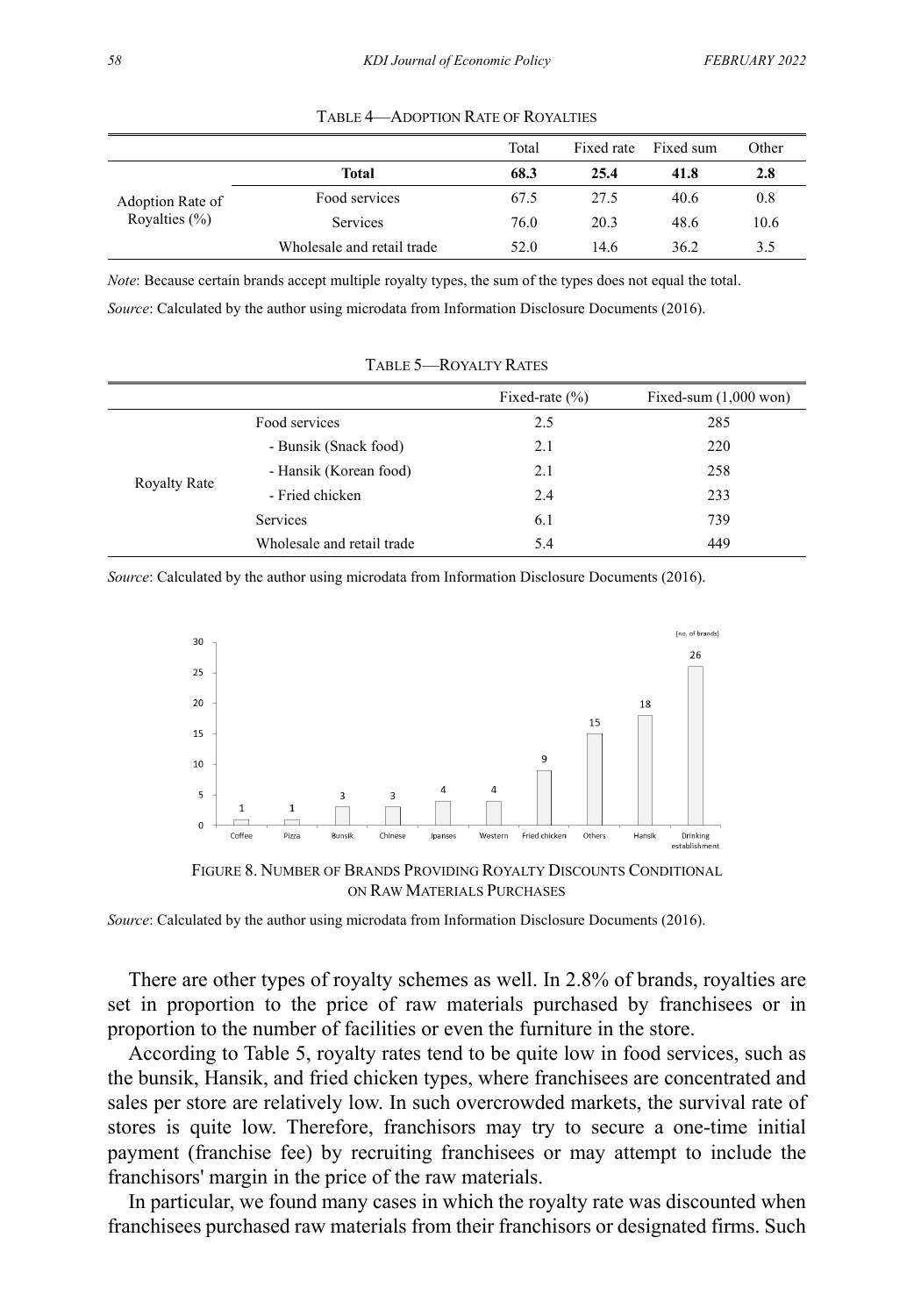TABLE 4—ADOPTION RATE OF ROYALTIES

| | | Total | Fixed rate | Fixed sum | Other |
|---|---|---|---|---|---|
| Adoption Rate of Royalties (%) | **Total** | **68.3** | **25.4** | **41.8** | **2.8** |
| | Food services | 67.5 | 27.5 | 40.6 | 0.8 |
| | Services | 76.0 | 20.3 | 48.6 | 10.6 |
| | Wholesale and retail trade | 52.0 | 14.6 | 36.2 | 3.5 |

*Note*: Because certain brands accept multiple royalty types, the sum of the types does not equal the total.

*Source*: Calculated by the author using microdata from Information Disclosure Documents (2016).

TABLE 5—ROYALTY RATES

| | | Fixed-rate (%) | Fixed-sum (1,000 won) |
|---|---|---|---|
| Royalty Rate | Food services | 2.5 | 285 |
| | - Bunsik (Snack food) | 2.1 | 220 |
| | - Hansik (Korean food) | 2.1 | 258 |
| | - Fried chicken | 2.4 | 233 |
| | Services | 6.1 | 739 |
| | Wholesale and retail trade | 5.4 | 449 |

*Source*: Calculated by the author using microdata from Information Disclosure Documents (2016).

(no. of brands)

| Coffee | Pizza | Bunsik | Chinese | Jpanses | Western | Fried chicken | Others | Hansik | Drinking establishment |
|---|---|---|---|---|---|---|---|---|---|
| 1 | 1 | 3 | 3 | 4 | 4 | 9 | 15 | 18 | 26 |

FIGURE 8. NUMBER OF BRANDS PROVIDING ROYALTY DISCOUNTS CONDITIONAL ON RAW MATERIALS PURCHASES

*Source*: Calculated by the author using microdata from Information Disclosure Documents (2016).

There are other types of royalty schemes as well. In 2.8% of brands, royalties are set in proportion to the price of raw materials purchased by franchisees or in proportion to the number of facilities or even the furniture in the store.

According to Table 5, royalty rates tend to be quite low in food services, such as the bunsik, Hansik, and fried chicken types, where franchisees are concentrated and sales per store are relatively low. In such overcrowded markets, the survival rate of stores is quite low. Therefore, franchisors may try to secure a one-time initial payment (franchise fee) by recruiting franchisees or may attempt to include the franchisors' margin in the price of the raw materials.

In particular, we found many cases in which the royalty rate was discounted when franchisees purchased raw materials from their franchisors or designated firms. Such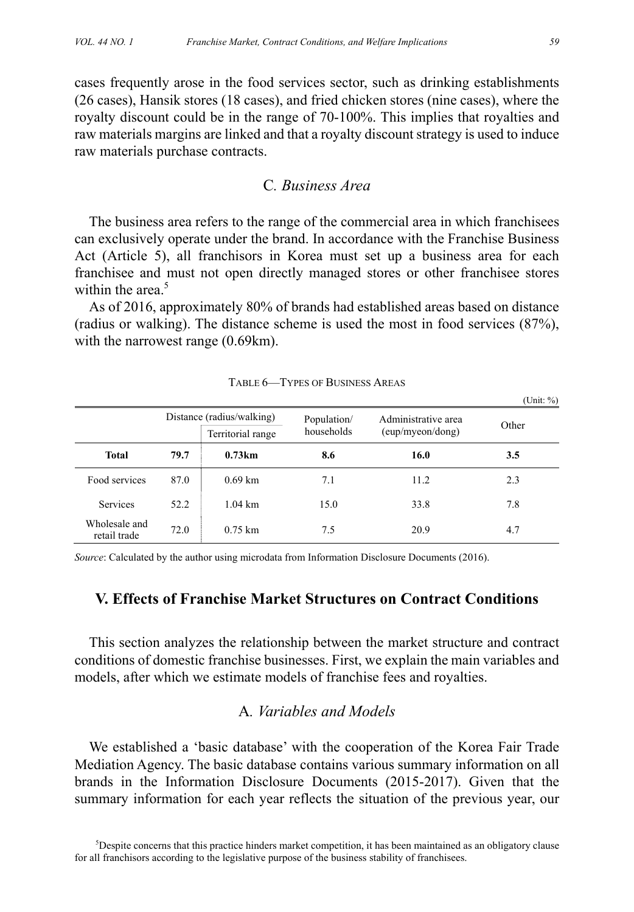cases frequently arose in the food services sector, such as drinking establishments (26 cases), Hansik stores (18 cases), and fried chicken stores (nine cases), where the royalty discount could be in the range of 70-100%. This implies that royalties and raw materials margins are linked and that a royalty discount strategy is used to induce raw materials purchase contracts.

## C. *Business Area*

The business area refers to the range of the commercial area in which franchisees can exclusively operate under the brand. In accordance with the Franchise Business Act (Article 5), all franchisors in Korea must set up a business area for each franchisee and must not open directly managed stores or other franchisee stores within the area.[5]

As of 2016, approximately 80% of brands had established areas based on distance (radius or walking). The distance scheme is used the most in food services (87%), with the narrowest range (0.69km).

TABLE 6—TYPES OF BUSINESS AREAS

(Unit: %)

| | Distance (radius/walking) | | Population/ households | Administrative area (eup/myeon/dong) | Other |
|---|---|---|---|---|---|
| | | Territorial range | | | |
| **Total** | **79.7** | **0.73km** | **8.6** | **16.0** | **3.5** |
| Food services | 87.0 | 0.69 km | 7.1 | 11.2 | 2.3 |
| Services | 52.2 | 1.04 km | 15.0 | 33.8 | 7.8 |
| Wholesale and retail trade | 72.0 | 0.75 km | 7.5 | 20.9 | 4.7 |

*Source*: Calculated by the author using microdata from Information Disclosure Documents (2016).

## V. Effects of Franchise Market Structures on Contract Conditions

This section analyzes the relationship between the market structure and contract conditions of domestic franchise businesses. First, we explain the main variables and models, after which we estimate models of franchise fees and royalties.

## A. *Variables and Models*

We established a 'basic database' with the cooperation of the Korea Fair Trade Mediation Agency. The basic database contains various summary information on all brands in the Information Disclosure Documents (2015-2017). Given that the summary information for each year reflects the situation of the previous year, our

[5] Despite concerns that this practice hinders market competition, it has been maintained as an obligatory clause for all franchisors according to the legislative purpose of the business stability of franchisees.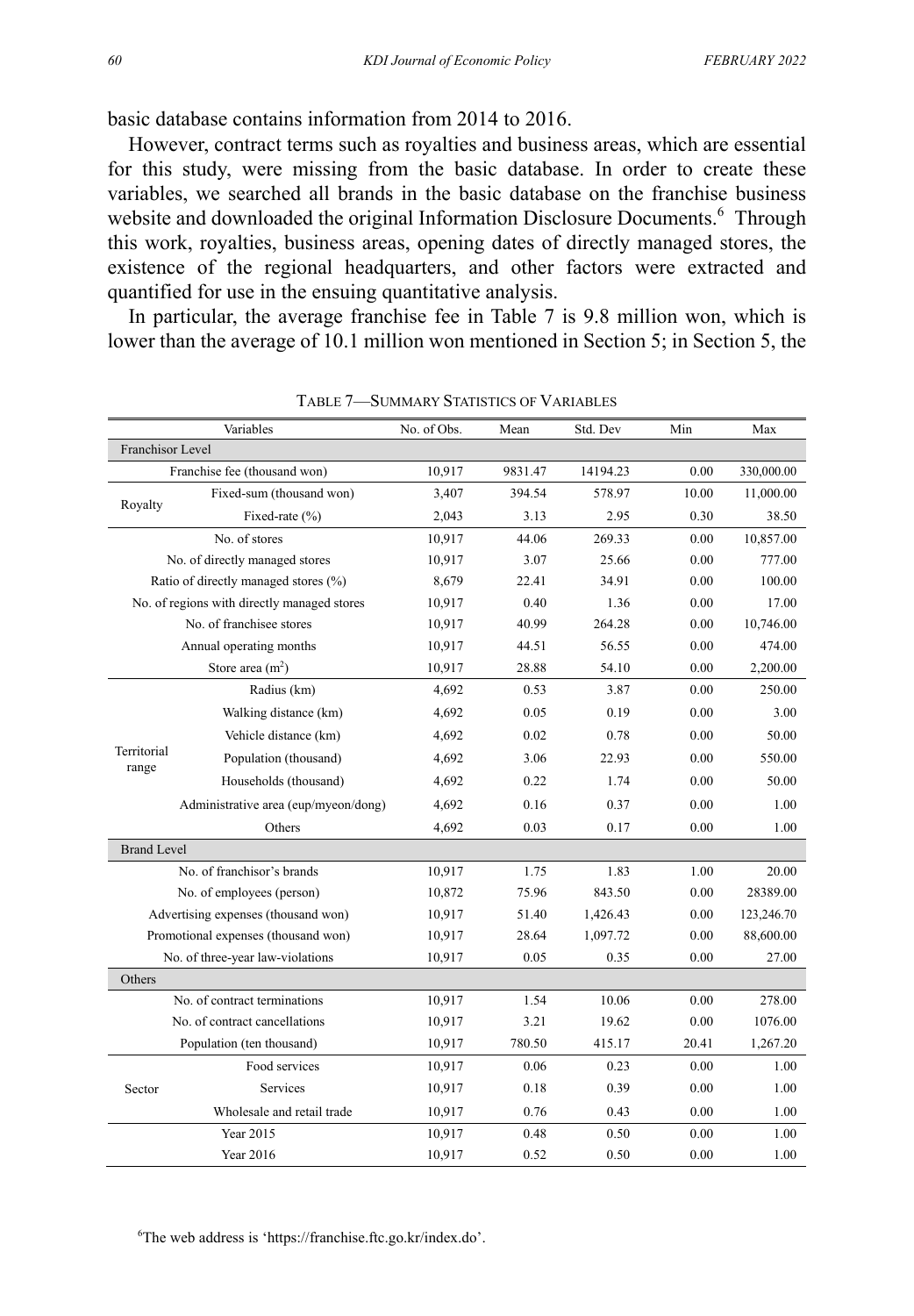basic database contains information from 2014 to 2016.

However, contract terms such as royalties and business areas, which are essential for this study, were missing from the basic database. In order to create these variables, we searched all brands in the basic database on the franchise business website and downloaded the original Information Disclosure Documents.[6] Through this work, royalties, business areas, opening dates of directly managed stores, the existence of the regional headquarters, and other factors were extracted and quantified for use in the ensuing quantitative analysis.

In particular, the average franchise fee in Table 7 is 9.8 million won, which is lower than the average of 10.1 million won mentioned in Section 5; in Section 5, the

TABLE 7—SUMMARY STATISTICS OF VARIABLES

| Variables | | No. of Obs. | Mean | Std. Dev | Min | Max |
|---|---|---|---|---|---|---|
| Franchisor Level | | | | | | |
| Franchise fee (thousand won) | | 10,917 | 9831.47 | 14194.23 | 0.00 | 330,000.00 |
| Royalty | Fixed-sum (thousand won) | 3,407 | 394.54 | 578.97 | 10.00 | 11,000.00 |
| | Fixed-rate (%) | 2,043 | 3.13 | 2.95 | 0.30 | 38.50 |
| No. of stores | | 10,917 | 44.06 | 269.33 | 0.00 | 10,857.00 |
| No. of directly managed stores | | 10,917 | 3.07 | 25.66 | 0.00 | 777.00 |
| Ratio of directly managed stores (%) | | 8,679 | 22.41 | 34.91 | 0.00 | 100.00 |
| No. of regions with directly managed stores | | 10,917 | 0.40 | 1.36 | 0.00 | 17.00 |
| No. of franchisee stores | | 10,917 | 40.99 | 264.28 | 0.00 | 10,746.00 |
| Annual operating months | | 10,917 | 44.51 | 56.55 | 0.00 | 474.00 |
| Store area ($m^2$) | | 10,917 | 28.88 | 54.10 | 0.00 | 2,200.00 |
| Territorial range | Radius (km) | 4,692 | 0.53 | 3.87 | 0.00 | 250.00 |
| | Walking distance (km) | 4,692 | 0.05 | 0.19 | 0.00 | 3.00 |
| | Vehicle distance (km) | 4,692 | 0.02 | 0.78 | 0.00 | 50.00 |
| | Population (thousand) | 4,692 | 3.06 | 22.93 | 0.00 | 550.00 |
| | Households (thousand) | 4,692 | 0.22 | 1.74 | 0.00 | 50.00 |
| | Administrative area (eup/myeon/dong) | 4,692 | 0.16 | 0.37 | 0.00 | 1.00 |
| | Others | 4,692 | 0.03 | 0.17 | 0.00 | 1.00 |
| Brand Level | | | | | | |
| No. of franchisor's brands | | 10,917 | 1.75 | 1.83 | 1.00 | 20.00 |
| No. of employees (person) | | 10,872 | 75.96 | 843.50 | 0.00 | 28389.00 |
| Advertising expenses (thousand won) | | 10,917 | 51.40 | 1,426.43 | 0.00 | 123,246.70 |
| Promotional expenses (thousand won) | | 10,917 | 28.64 | 1,097.72 | 0.00 | 88,600.00 |
| No. of three-year law-violations | | 10,917 | 0.05 | 0.35 | 0.00 | 27.00 |
| Others | | | | | | |
| No. of contract terminations | | 10,917 | 1.54 | 10.06 | 0.00 | 278.00 |
| No. of contract cancellations | | 10,917 | 3.21 | 19.62 | 0.00 | 1076.00 |
| Population (ten thousand) | | 10,917 | 780.50 | 415.17 | 20.41 | 1,267.20 |
| Sector | Food services | 10,917 | 0.06 | 0.23 | 0.00 | 1.00 |
| | Services | 10,917 | 0.18 | 0.39 | 0.00 | 1.00 |
| | Wholesale and retail trade | 10,917 | 0.76 | 0.43 | 0.00 | 1.00 |
| | Year 2015 | 10,917 | 0.48 | 0.50 | 0.00 | 1.00 |
| | Year 2016 | 10,917 | 0.52 | 0.50 | 0.00 | 1.00 |

[6]The web address is 'https://franchise.ftc.go.kr/index.do'.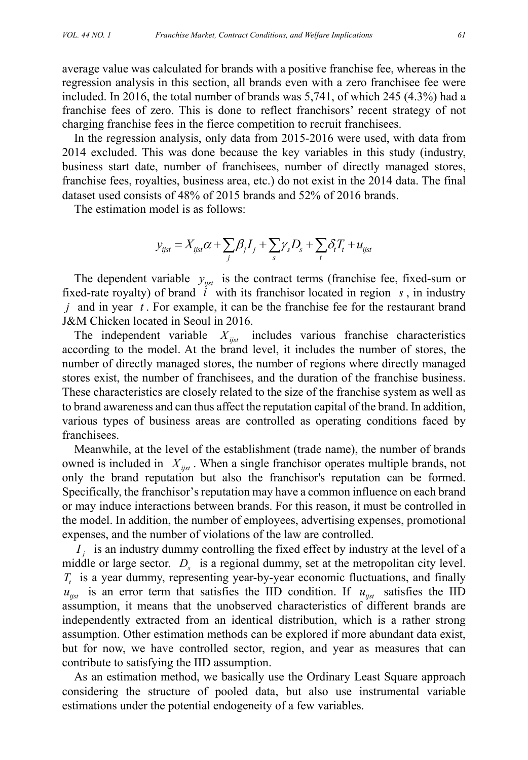average value was calculated for brands with a positive franchise fee, whereas in the regression analysis in this section, all brands even with a zero franchisee fee were included. In 2016, the total number of brands was 5,741, of which 245 (4.3%) had a franchise fees of zero. This is done to reflect franchisors' recent strategy of not charging franchise fees in the fierce competition to recruit franchisees.

In the regression analysis, only data from 2015-2016 were used, with data from 2014 excluded. This was done because the key variables in this study (industry, business start date, number of franchisees, number of directly managed stores, franchise fees, royalties, business area, etc.) do not exist in the 2014 data. The final dataset used consists of 48% of 2015 brands and 52% of 2016 brands.

The estimation model is as follows:

$$y_{ijst} = X_{ijst}\alpha + \sum_j \beta_j I_j + \sum_s \gamma_s D_s + \sum_t \delta_t T_t + u_{ijst}$$

The dependent variable $y_{ijst}$ is the contract terms (franchise fee, fixed-sum or fixed-rate royalty) of brand $i$ with its franchisor located in region $s$, in industry $j$ and in year $t$. For example, it can be the franchise fee for the restaurant brand J&M Chicken located in Seoul in 2016.

The independent variable $X_{ijst}$ includes various franchise characteristics according to the model. At the brand level, it includes the number of stores, the number of directly managed stores, the number of regions where directly managed stores exist, the number of franchisees, and the duration of the franchise business. These characteristics are closely related to the size of the franchise system as well as to brand awareness and can thus affect the reputation capital of the brand. In addition, various types of business areas are controlled as operating conditions faced by franchisees.

Meanwhile, at the level of the establishment (trade name), the number of brands owned is included in $X_{ijst}$. When a single franchisor operates multiple brands, not only the brand reputation but also the franchisor's reputation can be formed. Specifically, the franchisor's reputation may have a common influence on each brand or may induce interactions between brands. For this reason, it must be controlled in the model. In addition, the number of employees, advertising expenses, promotional expenses, and the number of violations of the law are controlled.

$I_j$ is an industry dummy controlling the fixed effect by industry at the level of a middle or large sector. $D_s$ is a regional dummy, set at the metropolitan city level. $T_t$ is a year dummy, representing year-by-year economic fluctuations, and finally $u_{ijst}$ is an error term that satisfies the IID condition. If $u_{ijst}$ satisfies the IID assumption, it means that the unobserved characteristics of different brands are independently extracted from an identical distribution, which is a rather strong assumption. Other estimation methods can be explored if more abundant data exist, but for now, we have controlled sector, region, and year as measures that can contribute to satisfying the IID assumption.

As an estimation method, we basically use the Ordinary Least Square approach considering the structure of pooled data, but also use instrumental variable estimations under the potential endogeneity of a few variables.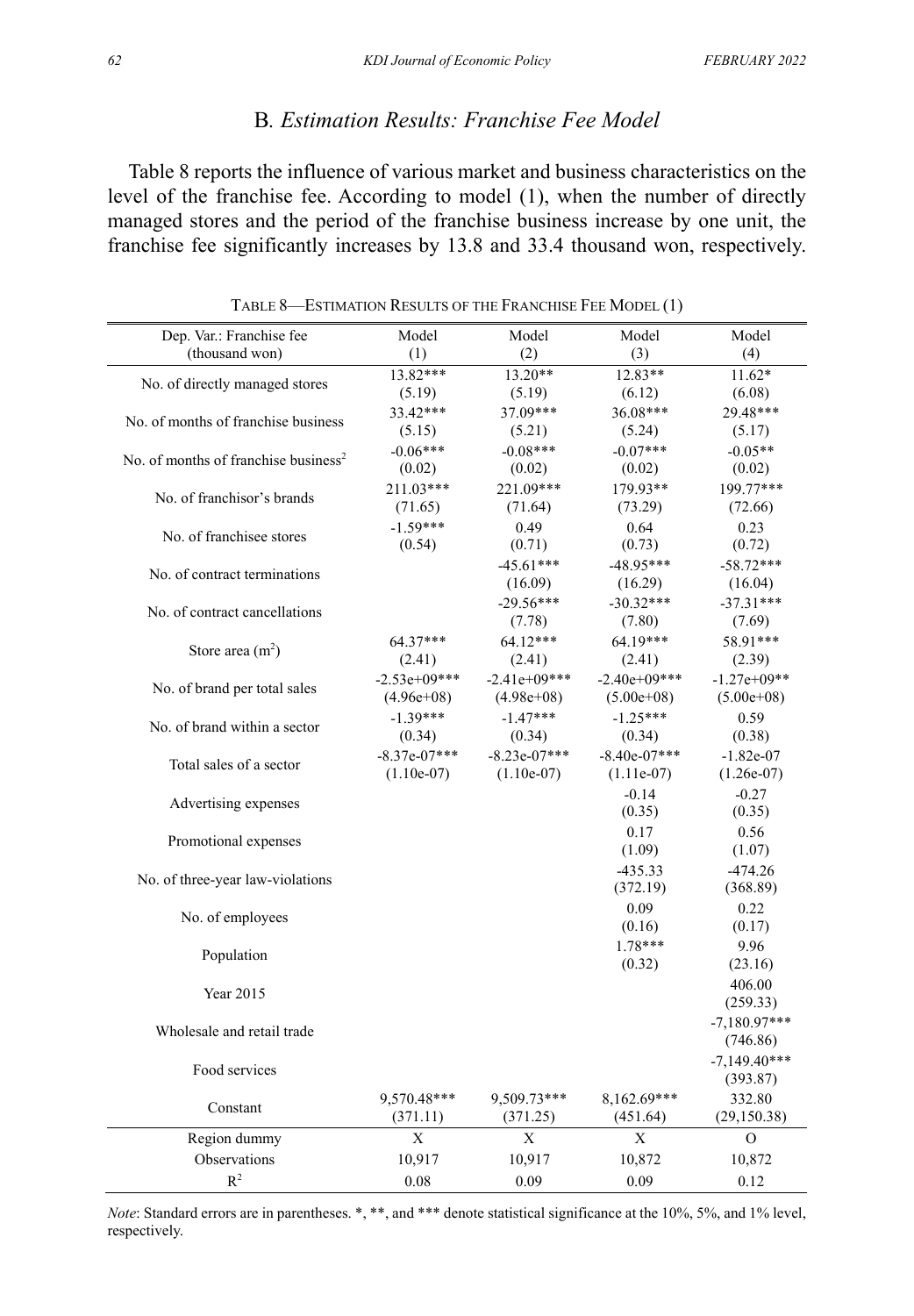### B. *Estimation Results: Franchise Fee Model*

Table 8 reports the influence of various market and business characteristics on the level of the franchise fee. According to model (1), when the number of directly managed stores and the period of the franchise business increase by one unit, the franchise fee significantly increases by 13.8 and 33.4 thousand won, respectively.

TABLE 8—ESTIMATION RESULTS OF THE FRANCHISE FEE MODEL (1)

| Dep. Var.: Franchise fee (thousand won) | Model (1) | Model (2) | Model (3) | Model (4) |
|---|---|---|---|---|
| No. of directly managed stores | 13.82*** | 13.20** | 12.83** | 11.62* |
| | (5.19) | (5.19) | (6.12) | (6.08) |
| No. of months of franchise business | 33.42*** | 37.09*** | 36.08*** | 29.48*** |
| | (5.15) | (5.21) | (5.24) | (5.17) |
| No. of months of franchise business$^2$ | -0.06*** | -0.08*** | -0.07*** | -0.05** |
| | (0.02) | (0.02) | (0.02) | (0.02) |
| No. of franchisor's brands | 211.03*** | 221.09*** | 179.93** | 199.77*** |
| | (71.65) | (71.64) | (73.29) | (72.66) |
| No. of franchisee stores | -1.59*** | 0.49 | 0.64 | 0.23 |
| | (0.54) | (0.71) | (0.73) | (0.72) |
| No. of contract terminations | | -45.61*** | -48.95*** | -58.72*** |
| | | (16.09) | (16.29) | (16.04) |
| No. of contract cancellations | | -29.56*** | -30.32*** | -37.31*** |
| | | (7.78) | (7.80) | (7.69) |
| Store area (m$^2$) | 64.37*** | 64.12*** | 64.19*** | 58.91*** |
| | (2.41) | (2.41) | (2.41) | (2.39) |
| No. of brand per total sales | -2.53e+09*** | -2.41e+09*** | -2.40e+09*** | -1.27e+09** |
| | (4.96e+08) | (4.98e+08) | (5.00e+08) | (5.00e+08) |
| No. of brand within a sector | -1.39*** | -1.47*** | -1.25*** | 0.59 |
| | (0.34) | (0.34) | (0.34) | (0.38) |
| Total sales of a sector | -8.37e-07*** | -8.23e-07*** | -8.40e-07*** | -1.82e-07 |
| | (1.10e-07) | (1.10e-07) | (1.11e-07) | (1.26e-07) |
| Advertising expenses | | | -0.14 | -0.27 |
| | | | (0.35) | (0.35) |
| Promotional expenses | | | 0.17 | 0.56 |
| | | | (1.09) | (1.07) |
| No. of three-year law-violations | | | -435.33 | -474.26 |
| | | | (372.19) | (368.89) |
| No. of employees | | | 0.09 | 0.22 |
| | | | (0.16) | (0.17) |
| Population | | | 1.78*** | 9.96 |
| | | | (0.32) | (23.16) |
| Year 2015 | | | | 406.00 |
| | | | | (259.33) |
| Wholesale and retail trade | | | | -7,180.97*** |
| | | | | (746.86) |
| Food services | | | | -7,149.40*** |
| | | | | (393.87) |
| Constant | 9,570.48*** | 9,509.73*** | 8,162.69*** | 332.80 |
| | (371.11) | (371.25) | (451.64) | (29,150.38) |
| Region dummy | X | X | X | O |
| Observations | 10,917 | 10,917 | 10,872 | 10,872 |
| $R^2$ | 0.08 | 0.09 | 0.09 | 0.12 |

*Note*: Standard errors are in parentheses. *, **, and *** denote statistical significance at the 10%, 5%, and 1% level, respectively.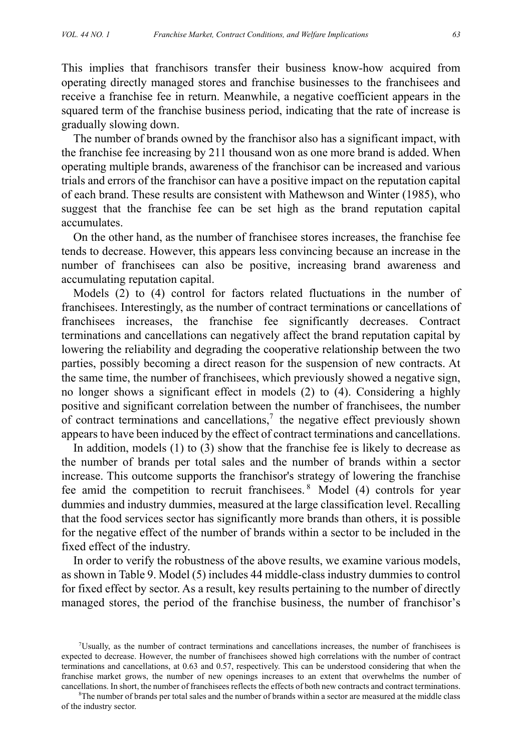This implies that franchisors transfer their business know-how acquired from operating directly managed stores and franchise businesses to the franchisees and receive a franchise fee in return. Meanwhile, a negative coefficient appears in the squared term of the franchise business period, indicating that the rate of increase is gradually slowing down.

The number of brands owned by the franchisor also has a significant impact, with the franchise fee increasing by 211 thousand won as one more brand is added. When operating multiple brands, awareness of the franchisor can be increased and various trials and errors of the franchisor can have a positive impact on the reputation capital of each brand. These results are consistent with Mathewson and Winter (1985), who suggest that the franchise fee can be set high as the brand reputation capital accumulates.

On the other hand, as the number of franchisee stores increases, the franchise fee tends to decrease. However, this appears less convincing because an increase in the number of franchisees can also be positive, increasing brand awareness and accumulating reputation capital.

Models (2) to (4) control for factors related fluctuations in the number of franchisees. Interestingly, as the number of contract terminations or cancellations of franchisees increases, the franchise fee significantly decreases. Contract terminations and cancellations can negatively affect the brand reputation capital by lowering the reliability and degrading the cooperative relationship between the two parties, possibly becoming a direct reason for the suspension of new contracts. At the same time, the number of franchisees, which previously showed a negative sign, no longer shows a significant effect in models (2) to (4). Considering a highly positive and significant correlation between the number of franchisees, the number of contract terminations and cancellations,[7] the negative effect previously shown appears to have been induced by the effect of contract terminations and cancellations.

In addition, models (1) to (3) show that the franchise fee is likely to decrease as the number of brands per total sales and the number of brands within a sector increase. This outcome supports the franchisor's strategy of lowering the franchise fee amid the competition to recruit franchisees.[8] Model (4) controls for year dummies and industry dummies, measured at the large classification level. Recalling that the food services sector has significantly more brands than others, it is possible for the negative effect of the number of brands within a sector to be included in the fixed effect of the industry.

In order to verify the robustness of the above results, we examine various models, as shown in Table 9. Model (5) includes 44 middle-class industry dummies to control for fixed effect by sector. As a result, key results pertaining to the number of directly managed stores, the period of the franchise business, the number of franchisor's

---

[7]Usually, as the number of contract terminations and cancellations increases, the number of franchisees is expected to decrease. However, the number of franchisees showed high correlations with the number of contract terminations and cancellations, at 0.63 and 0.57, respectively. This can be understood considering that when the franchise market grows, the number of new openings increases to an extent that overwhelms the number of cancellations. In short, the number of franchisees reflects the effects of both new contracts and contract terminations.

[8]The number of brands per total sales and the number of brands within a sector are measured at the middle class of the industry sector.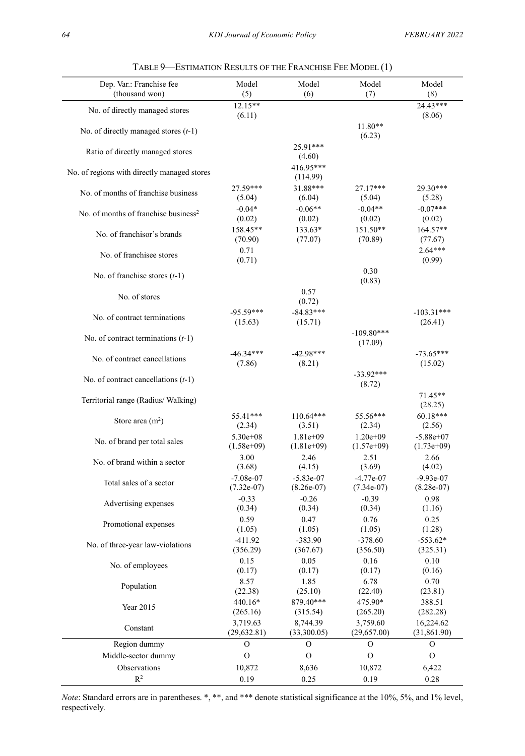TABLE 9—ESTIMATION RESULTS OF THE FRANCHISE FEE MODEL (1)

| Dep. Var.: Franchise fee (thousand won) | Model (5) | Model (6) | Model (7) | Model (8) |
|---|---|---|---|---|
| No. of directly managed stores | 12.15** | | | 24.43*** |
| | (6.11) | | | (8.06) |
| No. of directly managed stores ($t$-1) | | | 11.80** | |
| | | | (6.23) | |
| Ratio of directly managed stores | | 25.91*** | | |
| | | (4.60) | | |
| No. of regions with directly managed stores | | 416.95*** | | |
| | | (114.99) | | |
| No. of months of franchise business | 27.59*** | 31.88*** | 27.17*** | 29.30*** |
| | (5.04) | (6.04) | (5.04) | (5.28) |
| No. of months of franchise business$^2$ | -0.04* | -0.06** | -0.04** | -0.07*** |
| | (0.02) | (0.02) | (0.02) | (0.02) |
| No. of franchisor's brands | 158.45** | 133.63* | 151.50** | 164.57** |
| | (70.90) | (77.07) | (70.89) | (77.67) |
| No. of franchisee stores | 0.71 | | | 2.64*** |
| | (0.71) | | | (0.99) |
| No. of franchise stores ($t$-1) | | | 0.30 | |
| | | | (0.83) | |
| No. of stores | | 0.57 | | |
| | | (0.72) | | |
| No. of contract terminations | -95.59*** | -84.83*** | | -103.31*** |
| | (15.63) | (15.71) | | (26.41) |
| No. of contract terminations ($t$-1) | | | -109.80*** | |
| | | | (17.09) | |
| No. of contract cancellations | -46.34*** | -42.98*** | | -73.65*** |
| | (7.86) | (8.21) | | (15.02) |
| No. of contract cancellations ($t$-1) | | | -33.92*** | |
| | | | (8.72) | |
| Territorial range (Radius/ Walking) | | | | 71.45** |
| | | | | (28.25) |
| Store area (m$^2$) | 55.41*** | 110.64*** | 55.56*** | 60.18*** |
| | (2.34) | (3.51) | (2.34) | (2.56) |
| No. of brand per total sales | 5.30e+08 | 1.81e+09 | 1.20e+09 | -5.88e+07 |
| | (1.58e+09) | (1.81e+09) | (1.57e+09) | (1.73e+09) |
| No. of brand within a sector | 3.00 | 2.46 | 2.51 | 2.66 |
| | (3.68) | (4.15) | (3.69) | (4.02) |
| Total sales of a sector | -7.08e-07 | -5.83e-07 | -4.77e-07 | -9.93e-07 |
| | (7.32e-07) | (8.26e-07) | (7.34e-07) | (8.28e-07) |
| Advertising expenses | -0.33 | -0.26 | -0.39 | 0.98 |
| | (0.34) | (0.34) | (0.34) | (1.16) |
| Promotional expenses | 0.59 | 0.47 | 0.76 | 0.25 |
| | (1.05) | (1.05) | (1.05) | (1.28) |
| No. of three-year law-violations | -411.92 | -383.90 | -378.60 | -553.62* |
| | (356.29) | (367.67) | (356.50) | (325.31) |
| No. of employees | 0.15 | 0.05 | 0.16 | 0.10 |
| | (0.17) | (0.17) | (0.17) | (0.16) |
| Population | 8.57 | 1.85 | 6.78 | 0.70 |
| | (22.38) | (25.10) | (22.40) | (23.81) |
| Year 2015 | 440.16* | 879.40*** | 475.90* | 388.51 |
| | (265.16) | (315.54) | (265.20) | (282.28) |
| Constant | 3,719.63 | 8,744.39 | 3,759.60 | 16,224.62 |
| | (29,632.81) | (33,300.05) | (29,657.00) | (31,861.90) |
| Region dummy | O | O | O | O |
| Middle-sector dummy | O | O | O | O |
| Observations | 10,872 | 8,636 | 10,872 | 6,422 |
| $R^2$ | 0.19 | 0.25 | 0.19 | 0.28 |

*Note*: Standard errors are in parentheses. *, **, and *** denote statistical significance at the 10%, 5%, and 1% level, respectively.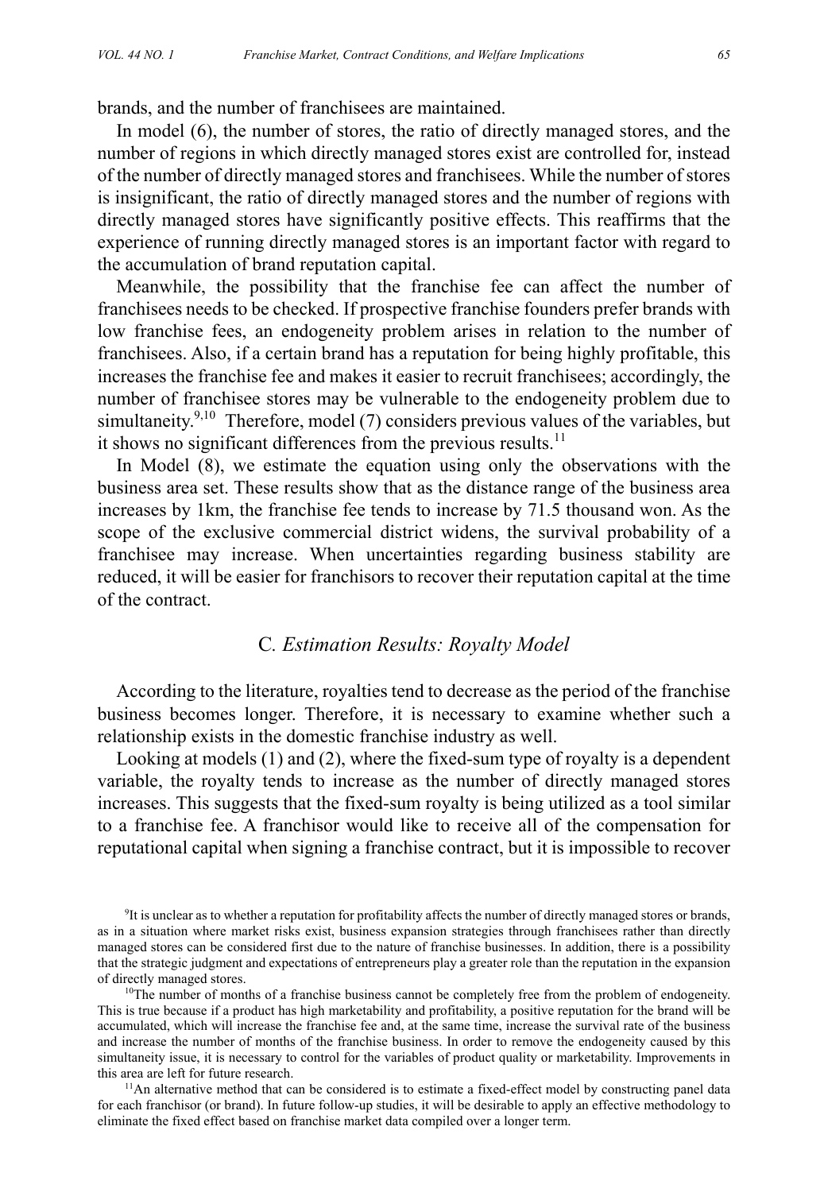brands, and the number of franchisees are maintained.

In model (6), the number of stores, the ratio of directly managed stores, and the number of regions in which directly managed stores exist are controlled for, instead of the number of directly managed stores and franchisees. While the number of stores is insignificant, the ratio of directly managed stores and the number of regions with directly managed stores have significantly positive effects. This reaffirms that the experience of running directly managed stores is an important factor with regard to the accumulation of brand reputation capital.

Meanwhile, the possibility that the franchise fee can affect the number of franchisees needs to be checked. If prospective franchise founders prefer brands with low franchise fees, an endogeneity problem arises in relation to the number of franchisees. Also, if a certain brand has a reputation for being highly profitable, this increases the franchise fee and makes it easier to recruit franchisees; accordingly, the number of franchisee stores may be vulnerable to the endogeneity problem due to simultaneity.[9,10] Therefore, model (7) considers previous values of the variables, but it shows no significant differences from the previous results.[11]

In Model (8), we estimate the equation using only the observations with the business area set. These results show that as the distance range of the business area increases by 1km, the franchise fee tends to increase by 71.5 thousand won. As the scope of the exclusive commercial district widens, the survival probability of a franchisee may increase. When uncertainties regarding business stability are reduced, it will be easier for franchisors to recover their reputation capital at the time of the contract.

### C. *Estimation Results: Royalty Model*

According to the literature, royalties tend to decrease as the period of the franchise business becomes longer. Therefore, it is necessary to examine whether such a relationship exists in the domestic franchise industry as well.

Looking at models (1) and (2), where the fixed-sum type of royalty is a dependent variable, the royalty tends to increase as the number of directly managed stores increases. This suggests that the fixed-sum royalty is being utilized as a tool similar to a franchise fee. A franchisor would like to receive all of the compensation for reputational capital when signing a franchise contract, but it is impossible to recover

[9] It is unclear as to whether a reputation for profitability affects the number of directly managed stores or brands, as in a situation where market risks exist, business expansion strategies through franchisees rather than directly managed stores can be considered first due to the nature of franchise businesses. In addition, there is a possibility that the strategic judgment and expectations of entrepreneurs play a greater role than the reputation in the expansion of directly managed stores.

[10] The number of months of a franchise business cannot be completely free from the problem of endogeneity. This is true because if a product has high marketability and profitability, a positive reputation for the brand will be accumulated, which will increase the franchise fee and, at the same time, increase the survival rate of the business and increase the number of months of the franchise business. In order to remove the endogeneity caused by this simultaneity issue, it is necessary to control for the variables of product quality or marketability. Improvements in this area are left for future research.

[11] An alternative method that can be considered is to estimate a fixed-effect model by constructing panel data for each franchisor (or brand). In future follow-up studies, it will be desirable to apply an effective methodology to eliminate the fixed effect based on franchise market data compiled over a longer term.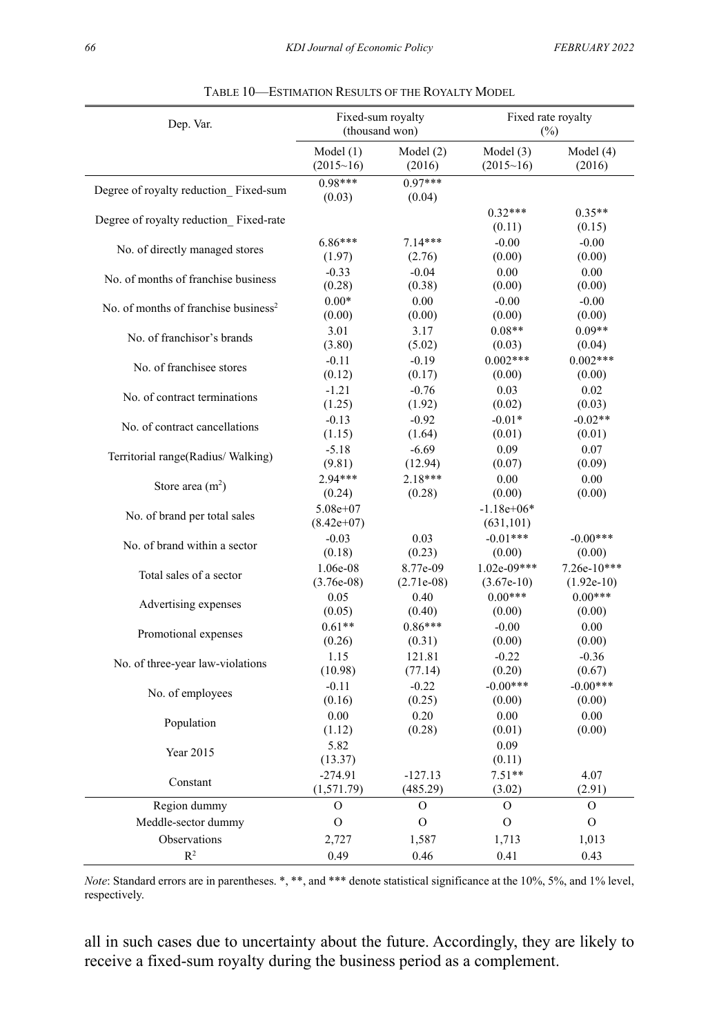TABLE 10—ESTIMATION RESULTS OF THE ROYALTY MODEL

| Dep. Var. | Fixed-sum royalty (thousand won) | | Fixed rate royalty (%) | |
|---|---|---|---|---|
| | Model (1) (2015~16) | Model (2) (2016) | Model (3) (2015~16) | Model (4) (2016) |
| Degree of royalty reduction_ Fixed-sum | 0.98*** (0.03) | 0.97*** (0.04) | | |
| Degree of royalty reduction_ Fixed-rate | | | 0.32*** (0.11) | 0.35** (0.15) |
| No. of directly managed stores | 6.86*** (1.97) | 7.14*** (2.76) | -0.00 (0.00) | -0.00 (0.00) |
| No. of months of franchise business | -0.33 (0.28) | -0.04 (0.38) | 0.00 (0.00) | 0.00 (0.00) |
| No. of months of franchise business$^2$ | 0.00* (0.00) | 0.00 (0.00) | -0.00 (0.00) | -0.00 (0.00) |
| No. of franchisor's brands | 3.01 (3.80) | 3.17 (5.02) | 0.08** (0.03) | 0.09** (0.04) |
| No. of franchisee stores | -0.11 (0.12) | -0.19 (0.17) | 0.002*** (0.00) | 0.002*** (0.00) |
| No. of contract terminations | -1.21 (1.25) | -0.76 (1.92) | 0.03 (0.02) | 0.02 (0.03) |
| No. of contract cancellations | -0.13 (1.15) | -0.92 (1.64) | -0.01* (0.01) | -0.02** (0.01) |
| Territorial range(Radius/ Walking) | -5.18 (9.81) | -6.69 (12.94) | 0.09 (0.07) | 0.07 (0.09) |
| Store area (m$^2$) | 2.94*** (0.24) | 2.18*** (0.28) | 0.00 (0.00) | 0.00 (0.00) |
| No. of brand per total sales | 5.08e+07 (8.42e+07) | | -1.18e+06* (631,101) | |
| No. of brand within a sector | -0.03 (0.18) | 0.03 (0.23) | -0.01*** (0.00) | -0.00*** (0.00) |
| Total sales of a sector | 1.06e-08 (3.76e-08) | 8.77e-09 (2.71e-08) | 1.02e-09*** (3.67e-10) | 7.26e-10*** (1.92e-10) |
| Advertising expenses | 0.05 (0.05) | 0.40 (0.40) | 0.00*** (0.00) | 0.00*** (0.00) |
| Promotional expenses | 0.61** (0.26) | 0.86*** (0.31) | -0.00 (0.00) | 0.00 (0.00) |
| No. of three-year law-violations | 1.15 (10.98) | 121.81 (77.14) | -0.22 (0.20) | -0.36 (0.67) |
| No. of employees | -0.11 (0.16) | -0.22 (0.25) | -0.00*** (0.00) | -0.00*** (0.00) |
| Population | 0.00 (1.12) | 0.20 (0.28) | 0.00 (0.01) | 0.00 (0.00) |
| Year 2015 | 5.82 (13.37) | | 0.09 (0.11) | |
| Constant | -274.91 (1,571.79) | -127.13 (485.29) | 7.51** (3.02) | 4.07 (2.91) |
| Region dummy | O | O | O | O |
| Meddle-sector dummy | O | O | O | O |
| Observations | 2,727 | 1,587 | 1,713 | 1,013 |
| $R^2$ | 0.49 | 0.46 | 0.41 | 0.43 |

*Note*: Standard errors are in parentheses. *, **, and *** denote statistical significance at the 10%, 5%, and 1% level, respectively.

all in such cases due to uncertainty about the future. Accordingly, they are likely to receive a fixed-sum royalty during the business period as a complement.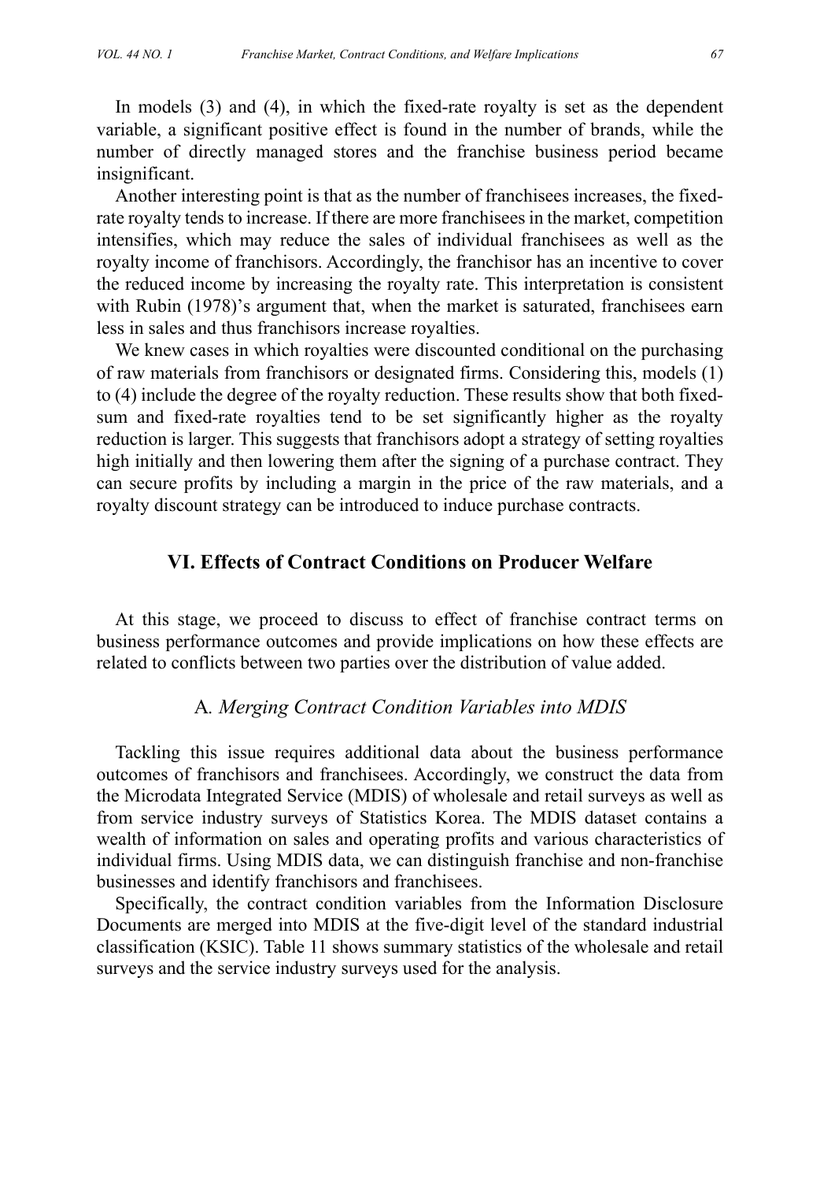In models (3) and (4), in which the fixed-rate royalty is set as the dependent variable, a significant positive effect is found in the number of brands, while the number of directly managed stores and the franchise business period became insignificant.

Another interesting point is that as the number of franchisees increases, the fixed-rate royalty tends to increase. If there are more franchisees in the market, competition intensifies, which may reduce the sales of individual franchisees as well as the royalty income of franchisors. Accordingly, the franchisor has an incentive to cover the reduced income by increasing the royalty rate. This interpretation is consistent with Rubin (1978)'s argument that, when the market is saturated, franchisees earn less in sales and thus franchisors increase royalties.

We knew cases in which royalties were discounted conditional on the purchasing of raw materials from franchisors or designated firms. Considering this, models (1) to (4) include the degree of the royalty reduction. These results show that both fixed-sum and fixed-rate royalties tend to be set significantly higher as the royalty reduction is larger. This suggests that franchisors adopt a strategy of setting royalties high initially and then lowering them after the signing of a purchase contract. They can secure profits by including a margin in the price of the raw materials, and a royalty discount strategy can be introduced to induce purchase contracts.

## VI. Effects of Contract Conditions on Producer Welfare

At this stage, we proceed to discuss to effect of franchise contract terms on business performance outcomes and provide implications on how these effects are related to conflicts between two parties over the distribution of value added.

### A. *Merging Contract Condition Variables into MDIS*

Tackling this issue requires additional data about the business performance outcomes of franchisors and franchisees. Accordingly, we construct the data from the Microdata Integrated Service (MDIS) of wholesale and retail surveys as well as from service industry surveys of Statistics Korea. The MDIS dataset contains a wealth of information on sales and operating profits and various characteristics of individual firms. Using MDIS data, we can distinguish franchise and non-franchise businesses and identify franchisors and franchisees.

Specifically, the contract condition variables from the Information Disclosure Documents are merged into MDIS at the five-digit level of the standard industrial classification (KSIC). Table 11 shows summary statistics of the wholesale and retail surveys and the service industry surveys used for the analysis.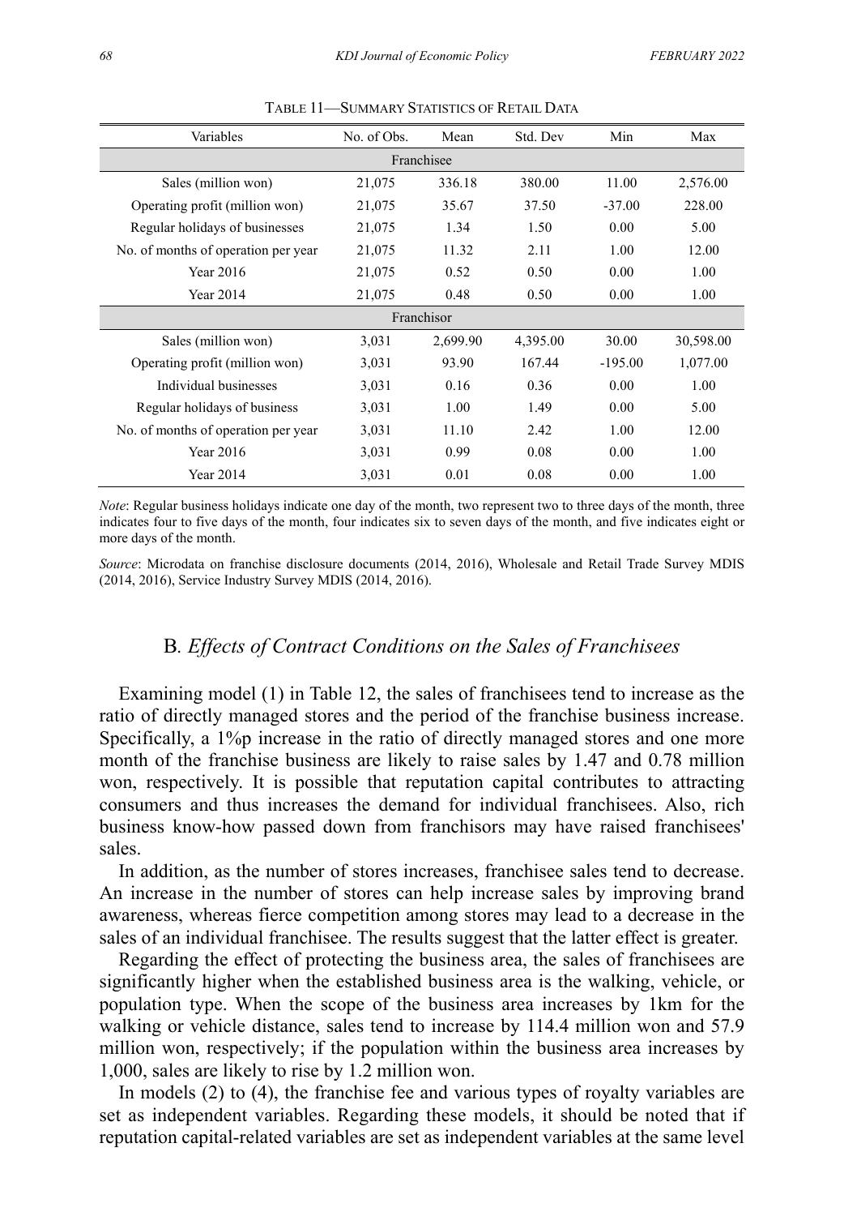TABLE 11—SUMMARY STATISTICS OF RETAIL DATA

| Variables | No. of Obs. | Mean | Std. Dev | Min | Max |
|---|---|---|---|---|---|
| Franchisee | | | | | |
| Sales (million won) | 21,075 | 336.18 | 380.00 | 11.00 | 2,576.00 |
| Operating profit (million won) | 21,075 | 35.67 | 37.50 | -37.00 | 228.00 |
| Regular holidays of businesses | 21,075 | 1.34 | 1.50 | 0.00 | 5.00 |
| No. of months of operation per year | 21,075 | 11.32 | 2.11 | 1.00 | 12.00 |
| Year 2016 | 21,075 | 0.52 | 0.50 | 0.00 | 1.00 |
| Year 2014 | 21,075 | 0.48 | 0.50 | 0.00 | 1.00 |
| Franchisor | | | | | |
| Sales (million won) | 3,031 | 2,699.90 | 4,395.00 | 30.00 | 30,598.00 |
| Operating profit (million won) | 3,031 | 93.90 | 167.44 | -195.00 | 1,077.00 |
| Individual businesses | 3,031 | 0.16 | 0.36 | 0.00 | 1.00 |
| Regular holidays of business | 3,031 | 1.00 | 1.49 | 0.00 | 5.00 |
| No. of months of operation per year | 3,031 | 11.10 | 2.42 | 1.00 | 12.00 |
| Year 2016 | 3,031 | 0.99 | 0.08 | 0.00 | 1.00 |
| Year 2014 | 3,031 | 0.01 | 0.08 | 0.00 | 1.00 |

*Note*: Regular business holidays indicate one day of the month, two represent two to three days of the month, three indicates four to five days of the month, four indicates six to seven days of the month, and five indicates eight or more days of the month.

*Source*: Microdata on franchise disclosure documents (2014, 2016), Wholesale and Retail Trade Survey MDIS (2014, 2016), Service Industry Survey MDIS (2014, 2016).

## B. *Effects of Contract Conditions on the Sales of Franchisees*

Examining model (1) in Table 12, the sales of franchisees tend to increase as the ratio of directly managed stores and the period of the franchise business increase. Specifically, a 1%p increase in the ratio of directly managed stores and one more month of the franchise business are likely to raise sales by 1.47 and 0.78 million won, respectively. It is possible that reputation capital contributes to attracting consumers and thus increases the demand for individual franchisees. Also, rich business know-how passed down from franchisors may have raised franchisees' sales.

In addition, as the number of stores increases, franchisee sales tend to decrease. An increase in the number of stores can help increase sales by improving brand awareness, whereas fierce competition among stores may lead to a decrease in the sales of an individual franchisee. The results suggest that the latter effect is greater.

Regarding the effect of protecting the business area, the sales of franchisees are significantly higher when the established business area is the walking, vehicle, or population type. When the scope of the business area increases by 1km for the walking or vehicle distance, sales tend to increase by 114.4 million won and 57.9 million won, respectively; if the population within the business area increases by 1,000, sales are likely to rise by 1.2 million won.

In models (2) to (4), the franchise fee and various types of royalty variables are set as independent variables. Regarding these models, it should be noted that if reputation capital-related variables are set as independent variables at the same level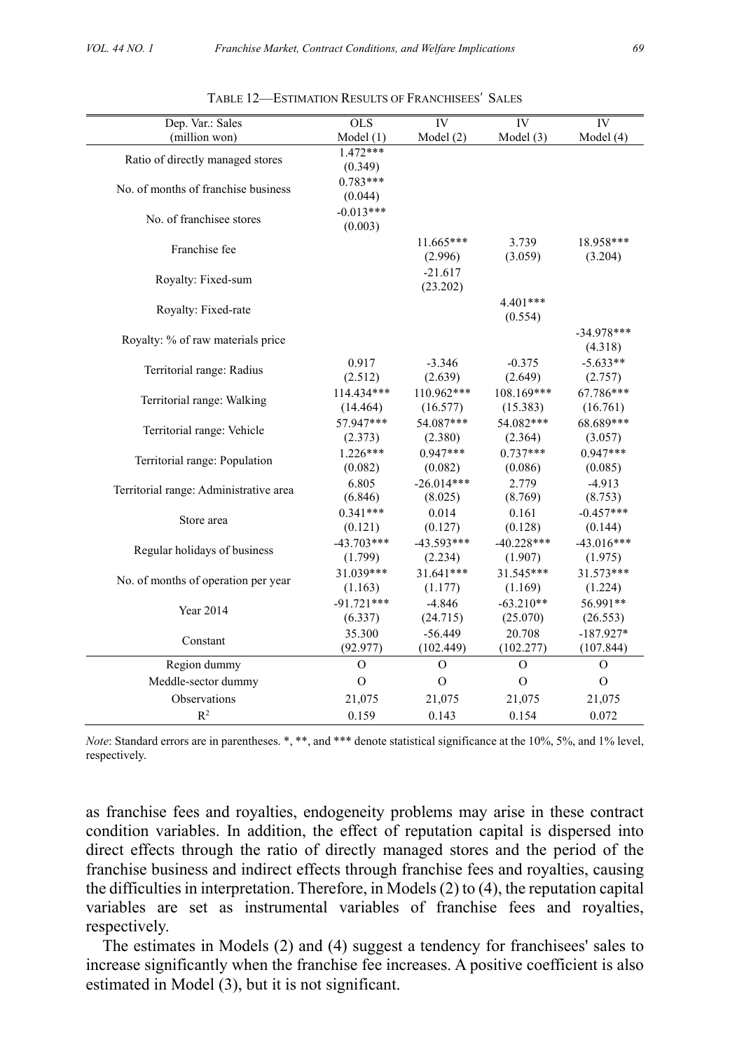TABLE 12—ESTIMATION RESULTS OF FRANCHISEES' SALES

| Dep. Var.: Sales (million won) | OLS Model (1) | IV Model (2) | IV Model (3) | IV Model (4) |
|---|---|---|---|---|
| Ratio of directly managed stores | 1.472*** (0.349) | | | |
| No. of months of franchise business | 0.783*** (0.044) | | | |
| No. of franchisee stores | -0.013*** (0.003) | | | |
| Franchise fee | | 11.665*** (2.996) | 3.739 (3.059) | 18.958*** (3.204) |
| Royalty: Fixed-sum | | -21.617 (23.202) | | |
| Royalty: Fixed-rate | | | 4.401*** (0.554) | |
| Royalty: % of raw materials price | | | | -34.978*** (4.318) |
| Territorial range: Radius | 0.917 (2.512) | -3.346 (2.639) | -0.375 (2.649) | -5.633** (2.757) |
| Territorial range: Walking | 114.434*** (14.464) | 110.962*** (16.577) | 108.169*** (15.383) | 67.786*** (16.761) |
| Territorial range: Vehicle | 57.947*** (2.373) | 54.087*** (2.380) | 54.082*** (2.364) | 68.689*** (3.057) |
| Territorial range: Population | 1.226*** (0.082) | 0.947*** (0.082) | 0.737*** (0.086) | 0.947*** (0.085) |
| Territorial range: Administrative area | 6.805 (6.846) | -26.014*** (8.025) | 2.779 (8.769) | -4.913 (8.753) |
| Store area | 0.341*** (0.121) | 0.014 (0.127) | 0.161 (0.128) | -0.457*** (0.144) |
| Regular holidays of business | -43.703*** (1.799) | -43.593*** (2.234) | -40.228*** (1.907) | -43.016*** (1.975) |
| No. of months of operation per year | 31.039*** (1.163) | 31.641*** (1.177) | 31.545*** (1.169) | 31.573*** (1.224) |
| Year 2014 | -91.721*** (6.337) | -4.846 (24.715) | -63.210** (25.070) | 56.991** (26.553) |
| Constant | 35.300 (92.977) | -56.449 (102.449) | 20.708 (102.277) | -187.927* (107.844) |
| Region dummy | O | O | O | O |
| Meddle-sector dummy | O | O | O | O |
| Observations | 21,075 | 21,075 | 21,075 | 21,075 |
| $R^2$ | 0.159 | 0.143 | 0.154 | 0.072 |

*Note*: Standard errors are in parentheses. *, **, and *** denote statistical significance at the 10%, 5%, and 1% level, respectively.

as franchise fees and royalties, endogeneity problems may arise in these contract condition variables. In addition, the effect of reputation capital is dispersed into direct effects through the ratio of directly managed stores and the period of the franchise business and indirect effects through franchise fees and royalties, causing the difficulties in interpretation. Therefore, in Models (2) to (4), the reputation capital variables are set as instrumental variables of franchise fees and royalties, respectively.

The estimates in Models (2) and (4) suggest a tendency for franchisees' sales to increase significantly when the franchise fee increases. A positive coefficient is also estimated in Model (3), but it is not significant.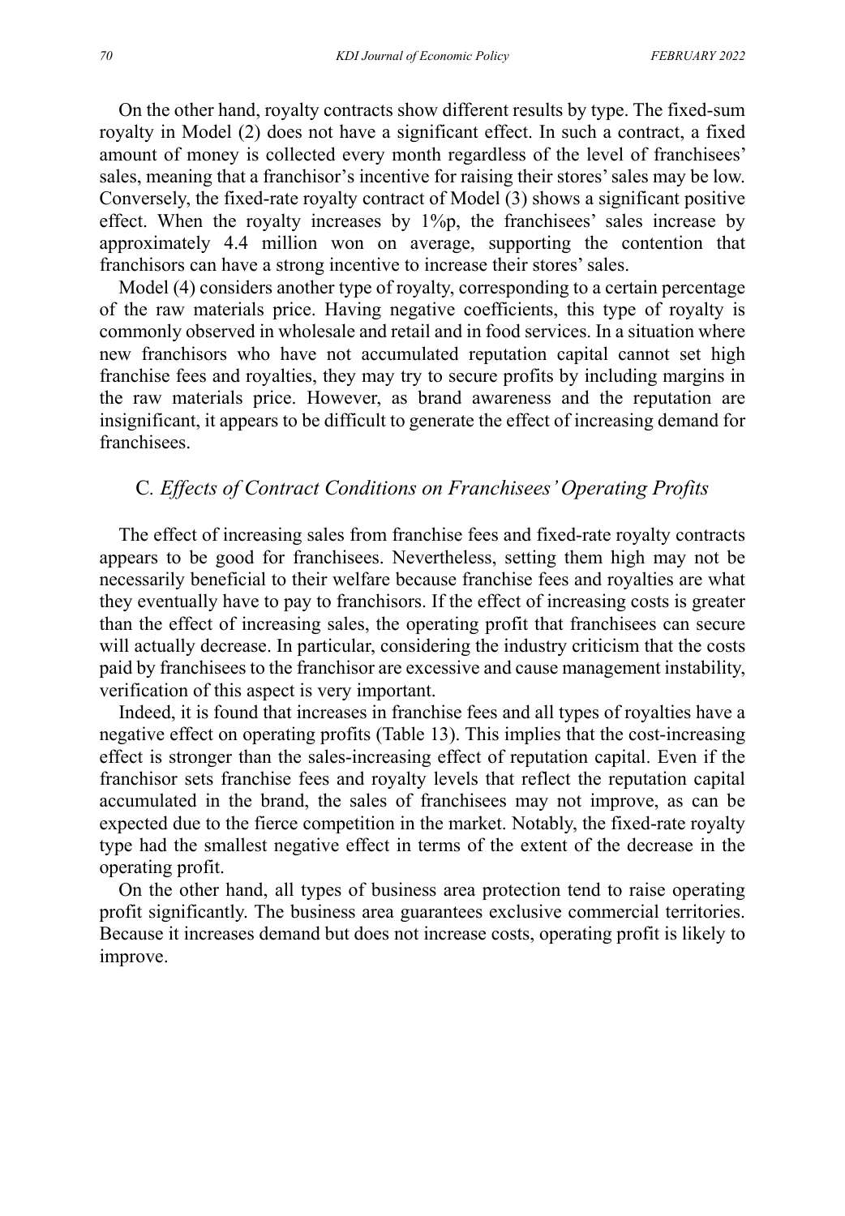On the other hand, royalty contracts show different results by type. The fixed-sum royalty in Model (2) does not have a significant effect. In such a contract, a fixed amount of money is collected every month regardless of the level of franchisees' sales, meaning that a franchisor's incentive for raising their stores' sales may be low. Conversely, the fixed-rate royalty contract of Model (3) shows a significant positive effect. When the royalty increases by 1%p, the franchisees' sales increase by approximately 4.4 million won on average, supporting the contention that franchisors can have a strong incentive to increase their stores' sales.

Model (4) considers another type of royalty, corresponding to a certain percentage of the raw materials price. Having negative coefficients, this type of royalty is commonly observed in wholesale and retail and in food services. In a situation where new franchisors who have not accumulated reputation capital cannot set high franchise fees and royalties, they may try to secure profits by including margins in the raw materials price. However, as brand awareness and the reputation are insignificant, it appears to be difficult to generate the effect of increasing demand for franchisees.

### C. *Effects of Contract Conditions on Franchisees' Operating Profits*

The effect of increasing sales from franchise fees and fixed-rate royalty contracts appears to be good for franchisees. Nevertheless, setting them high may not be necessarily beneficial to their welfare because franchise fees and royalties are what they eventually have to pay to franchisors. If the effect of increasing costs is greater than the effect of increasing sales, the operating profit that franchisees can secure will actually decrease. In particular, considering the industry criticism that the costs paid by franchisees to the franchisor are excessive and cause management instability, verification of this aspect is very important.

Indeed, it is found that increases in franchise fees and all types of royalties have a negative effect on operating profits (Table 13). This implies that the cost-increasing effect is stronger than the sales-increasing effect of reputation capital. Even if the franchisor sets franchise fees and royalty levels that reflect the reputation capital accumulated in the brand, the sales of franchisees may not improve, as can be expected due to the fierce competition in the market. Notably, the fixed-rate royalty type had the smallest negative effect in terms of the extent of the decrease in the operating profit.

On the other hand, all types of business area protection tend to raise operating profit significantly. The business area guarantees exclusive commercial territories. Because it increases demand but does not increase costs, operating profit is likely to improve.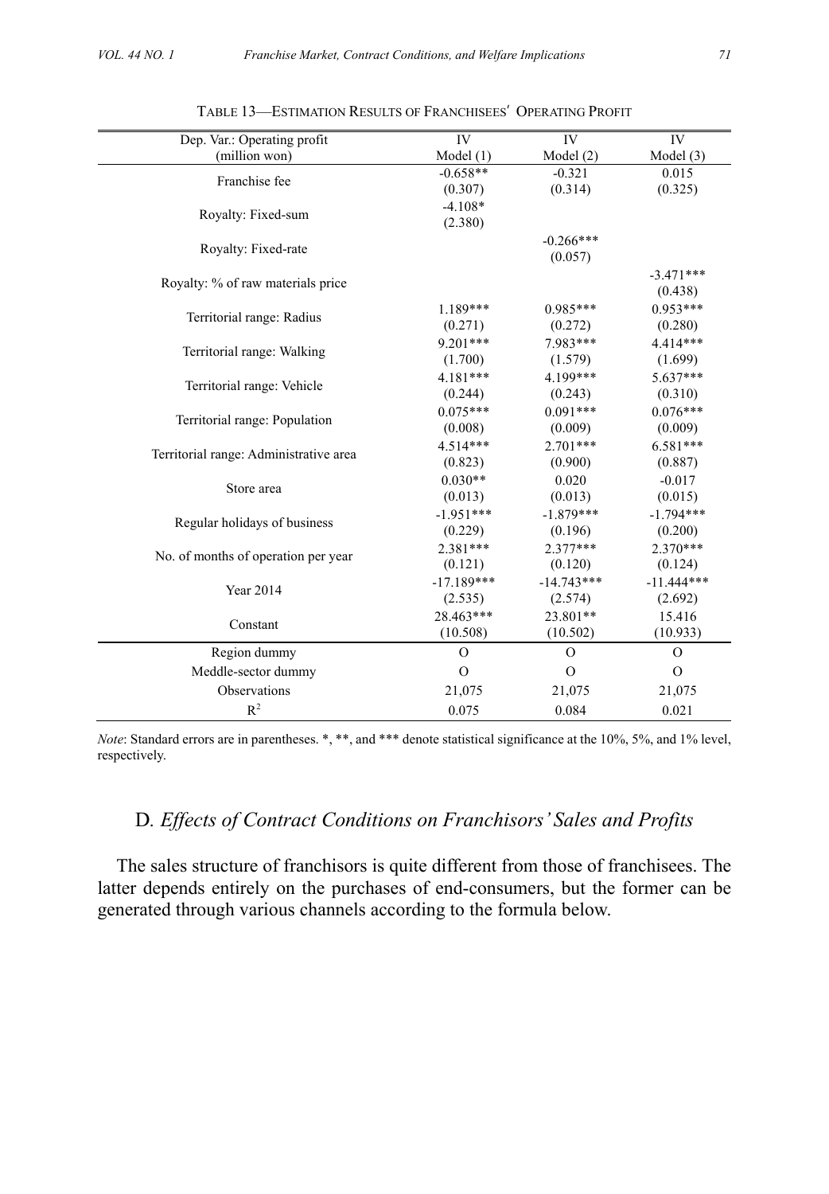Table 13—Estimation Results of Franchisees' Operating Profit

| Dep. Var.: Operating profit (million won) | IV Model (1) | IV Model (2) | IV Model (3) |
|---|---|---|---|
| Franchise fee | -0.658** | -0.321 | 0.015 |
| | (0.307) | (0.314) | (0.325) |
| Royalty: Fixed-sum | -4.108* | | |
| | (2.380) | | |
| Royalty: Fixed-rate | | -0.266*** | |
| | | (0.057) | |
| Royalty: % of raw materials price | | | -3.471*** |
| | | | (0.438) |
| Territorial range: Radius | 1.189*** | 0.985*** | 0.953*** |
| | (0.271) | (0.272) | (0.280) |
| Territorial range: Walking | 9.201*** | 7.983*** | 4.414*** |
| | (1.700) | (1.579) | (1.699) |
| Territorial range: Vehicle | 4.181*** | 4.199*** | 5.637*** |
| | (0.244) | (0.243) | (0.310) |
| Territorial range: Population | 0.075*** | 0.091*** | 0.076*** |
| | (0.008) | (0.009) | (0.009) |
| Territorial range: Administrative area | 4.514*** | 2.701*** | 6.581*** |
| | (0.823) | (0.900) | (0.887) |
| Store area | 0.030** | 0.020 | -0.017 |
| | (0.013) | (0.013) | (0.015) |
| Regular holidays of business | -1.951*** | -1.879*** | -1.794*** |
| | (0.229) | (0.196) | (0.200) |
| No. of months of operation per year | 2.381*** | 2.377*** | 2.370*** |
| | (0.121) | (0.120) | (0.124) |
| Year 2014 | -17.189*** | -14.743*** | -11.444*** |
| | (2.535) | (2.574) | (2.692) |
| Constant | 28.463*** | 23.801** | 15.416 |
| | (10.508) | (10.502) | (10.933) |
| Region dummy | O | O | O |
| Meddle-sector dummy | O | O | O |
| Observations | 21,075 | 21,075 | 21,075 |
| $R^2$ | 0.075 | 0.084 | 0.021 |

*Note*: Standard errors are in parentheses. *, **, and *** denote statistical significance at the 10%, 5%, and 1% level, respectively.

## D. *Effects of Contract Conditions on Franchisors' Sales and Profits*

The sales structure of franchisors is quite different from those of franchisees. The latter depends entirely on the purchases of end-consumers, but the former can be generated through various channels according to the formula below.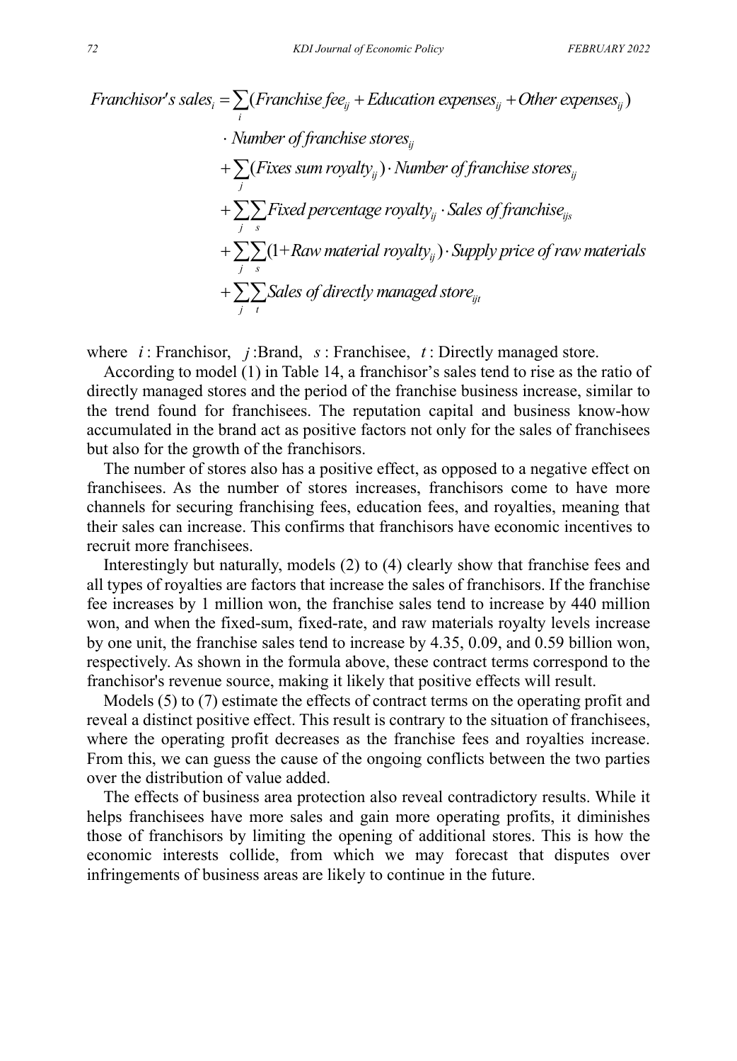$$
\begin{aligned}
\textit{Franchisor's sales}_i = & \sum_i (\textit{Franchise fee}_{ij} + \textit{Education expenses}_{ij} + \textit{Other expenses}_{ij}) \\
& \cdot \textit{Number of franchise stores}_{ij} \\
& + \sum_j (\textit{Fixes sum royalty}_{ij}) \cdot \textit{Number of franchise stores}_{ij} \\
& + \sum_j \sum_s \textit{Fixed percentage royalty}_{ij} \cdot \textit{Sales of franchise}_{ijs} \\
& + \sum_j \sum_s (1 + \textit{Raw material royalty}_{ij}) \cdot \textit{Supply price of raw materials} \\
& + \sum_j \sum_t \textit{Sales of directly managed store}_{ijt}
\end{aligned}
$$

where $i$ : Franchisor, $j$ :Brand, $s$ : Franchisee, $t$ : Directly managed store.

According to model (1) in Table 14, a franchisor's sales tend to rise as the ratio of directly managed stores and the period of the franchise business increase, similar to the trend found for franchisees. The reputation capital and business know-how accumulated in the brand act as positive factors not only for the sales of franchisees but also for the growth of the franchisors.

The number of stores also has a positive effect, as opposed to a negative effect on franchisees. As the number of stores increases, franchisors come to have more channels for securing franchising fees, education fees, and royalties, meaning that their sales can increase. This confirms that franchisors have economic incentives to recruit more franchisees.

Interestingly but naturally, models (2) to (4) clearly show that franchise fees and all types of royalties are factors that increase the sales of franchisors. If the franchise fee increases by 1 million won, the franchise sales tend to increase by 440 million won, and when the fixed-sum, fixed-rate, and raw materials royalty levels increase by one unit, the franchise sales tend to increase by 4.35, 0.09, and 0.59 billion won, respectively. As shown in the formula above, these contract terms correspond to the franchisor's revenue source, making it likely that positive effects will result.

Models (5) to (7) estimate the effects of contract terms on the operating profit and reveal a distinct positive effect. This result is contrary to the situation of franchisees, where the operating profit decreases as the franchise fees and royalties increase. From this, we can guess the cause of the ongoing conflicts between the two parties over the distribution of value added.

The effects of business area protection also reveal contradictory results. While it helps franchisees have more sales and gain more operating profits, it diminishes those of franchisors by limiting the opening of additional stores. This is how the economic interests collide, from which we may forecast that disputes over infringements of business areas are likely to continue in the future.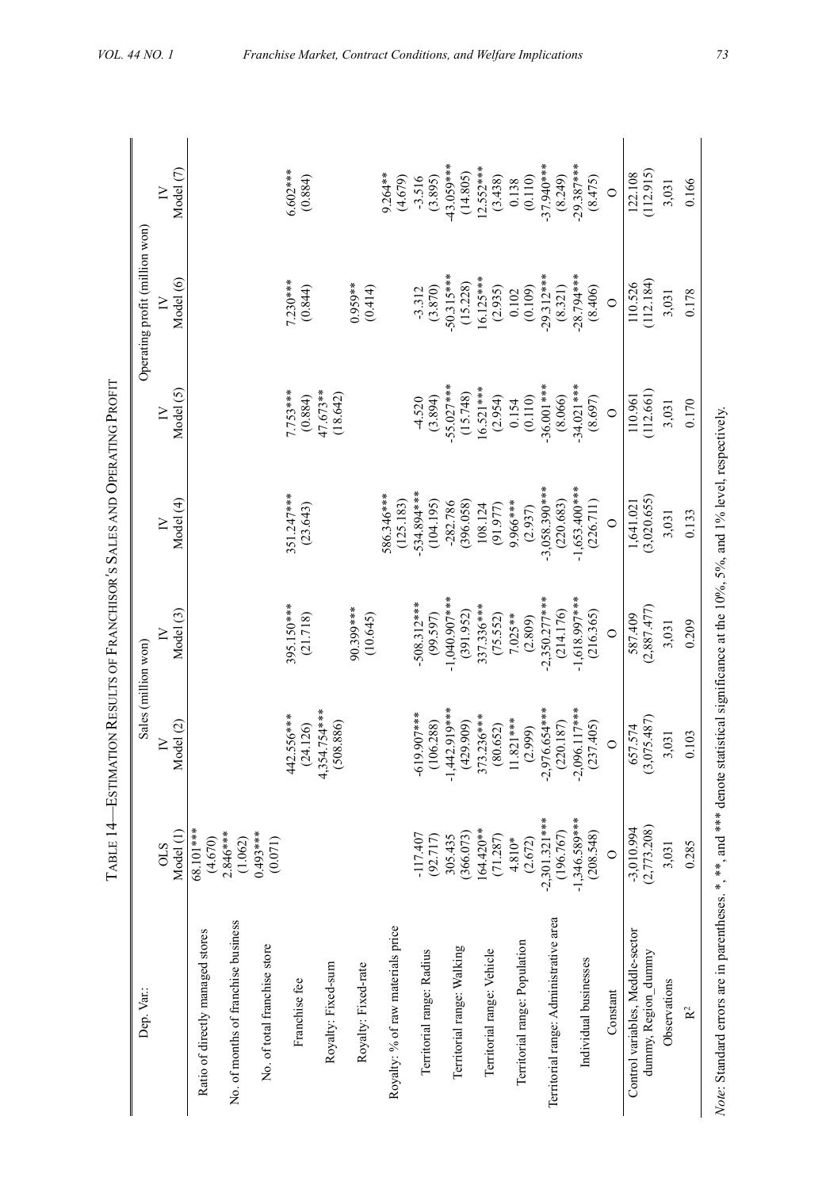Table 14—Estimation Results of Franchisor's Sales and Operating Profit

| Dep. Var.: | Sales (million won) | | | | Operating profit (million won) | | |
|---|---|---|---|---|---|---|---|
| | OLS Model (1) | IV Model (2) | IV Model (3) | IV Model (4) | IV Model (5) | IV Model (6) | IV Model (7) |
| Ratio of directly managed stores | 68.101*** (4.670) | | | | | | |
| No. of months of franchise business | 2.846*** (1.062) | | | | | | |
| No. of total franchise store | 0.493*** (0.071) | | | | | | |
| Franchise fee | | 442.556*** (24.126) | 395.150*** (21.718) | 351.247*** (23.643) | 7.753*** (0.884) | 7.230*** (0.844) | 6.602*** (0.884) |
| Royalty: Fixed-sum | | 4,354.754*** (508.886) | | | 47.673** (18.642) | | |
| Royalty: Fixed-rate | | | 90.399*** (10.645) | | | 0.959** (0.414) | |
| Royalty: % of raw materials price | | | | 586.346*** (125.183) | | | 9.264** (4.679) |
| Territorial range: Radius | -117.407 (92.717) | -619.907*** (106.288) | -508.312*** (99.597) | -534.894*** (104.195) | -4.520 (3.894) | -3.312 (3.870) | -3.516 (3.895) |
| Territorial range: Walking | 305.435 (366.073) | -1,442.919*** (429.909) | -1,040.907*** (391.952) | -282.786 (396.058) | -55.027*** (15.748) | -50.315*** (15.228) | -43.059*** (14.805) |
| Territorial range: Vehicle | 164.420** (71.287) | 373.236*** (80.652) | 337.336*** (75.552) | 108.124 (91.977) | 16.521*** (2.954) | 16.125*** (2.935) | 12.552*** (3.438) |
| Territorial range: Population | 4.810* (2.672) | 11.821*** (2.999) | 7.025** (2.809) | 9.966*** (2.937) | 0.154 (0.110) | 0.102 (0.109) | 0.138 (0.110) |
| Territorial range: Administrative area | -2,301.321*** (196.767) | -2,976.654*** (220.187) | -2,350.277*** (214.176) | -3,058.390*** (220.683) | -36.001*** (8.066) | -29.312*** (8.321) | -37.940*** (8.249) |
| Individual businesses | -1,346.589*** (208.548) | -2,096.117*** (237.405) | -1,618.997*** (216.365) | -1,653.400*** (226.711) | -34.021*** (8.697) | -28.794*** (8.406) | -29.387*** (8.475) |
| Constant | O | O | O | O | O | O | O |
| Control variables, Meddle-sector dummy, Region_dummy | -3,010.994 (2,773.208) | 657.574 (3,075.487) | 587.409 (2,887.477) | 1,641.021 (3,020.655) | 110.961 (112.661) | 110.526 (112.184) | 122.108 (112.915) |
| Observations | 3,031 | 3,031 | 3,031 | 3,031 | 3,031 | 3,031 | 3,031 |
| $R^2$ | 0.285 | 0.103 | 0.209 | 0.133 | 0.170 | 0.178 | 0.166 |

*Note*: Standard errors are in parentheses. *, **, and *** denote statistical significance at the 10%, 5%, and 1% level, respectively.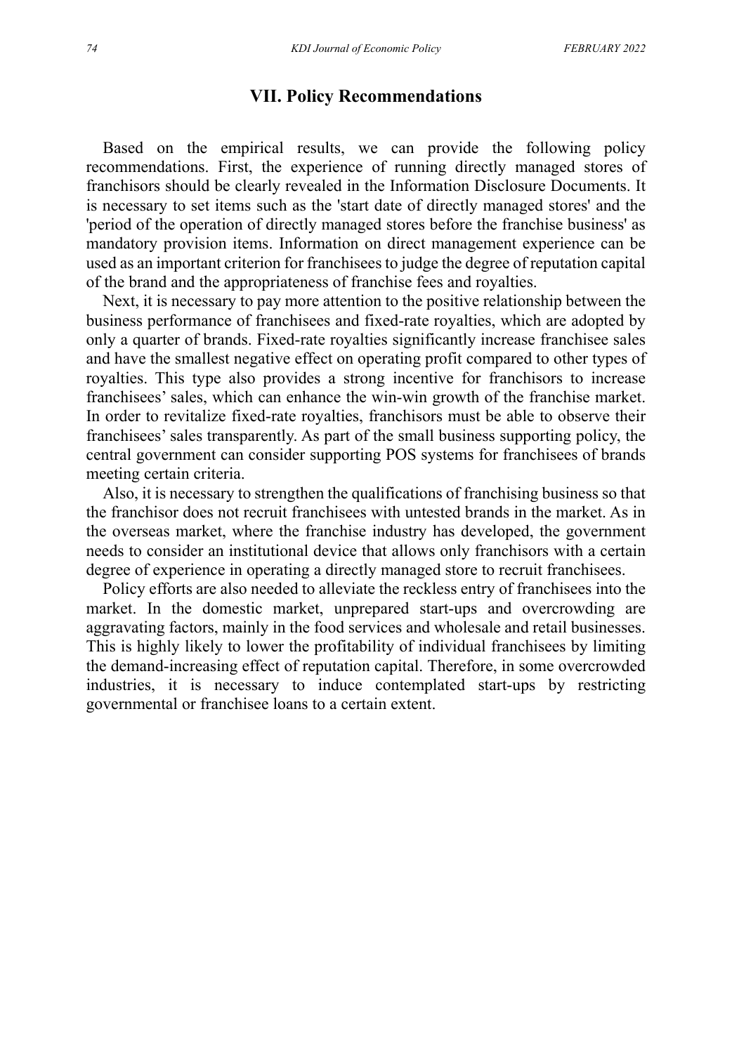## VII. Policy Recommendations

Based on the empirical results, we can provide the following policy recommendations. First, the experience of running directly managed stores of franchisors should be clearly revealed in the Information Disclosure Documents. It is necessary to set items such as the 'start date of directly managed stores' and the 'period of the operation of directly managed stores before the franchise business' as mandatory provision items. Information on direct management experience can be used as an important criterion for franchisees to judge the degree of reputation capital of the brand and the appropriateness of franchise fees and royalties.

Next, it is necessary to pay more attention to the positive relationship between the business performance of franchisees and fixed-rate royalties, which are adopted by only a quarter of brands. Fixed-rate royalties significantly increase franchisee sales and have the smallest negative effect on operating profit compared to other types of royalties. This type also provides a strong incentive for franchisors to increase franchisees' sales, which can enhance the win-win growth of the franchise market. In order to revitalize fixed-rate royalties, franchisors must be able to observe their franchisees' sales transparently. As part of the small business supporting policy, the central government can consider supporting POS systems for franchisees of brands meeting certain criteria.

Also, it is necessary to strengthen the qualifications of franchising business so that the franchisor does not recruit franchisees with untested brands in the market. As in the overseas market, where the franchise industry has developed, the government needs to consider an institutional device that allows only franchisors with a certain degree of experience in operating a directly managed store to recruit franchisees.

Policy efforts are also needed to alleviate the reckless entry of franchisees into the market. In the domestic market, unprepared start-ups and overcrowding are aggravating factors, mainly in the food services and wholesale and retail businesses. This is highly likely to lower the profitability of individual franchisees by limiting the demand-increasing effect of reputation capital. Therefore, in some overcrowded industries, it is necessary to induce contemplated start-ups by restricting governmental or franchisee loans to a certain extent.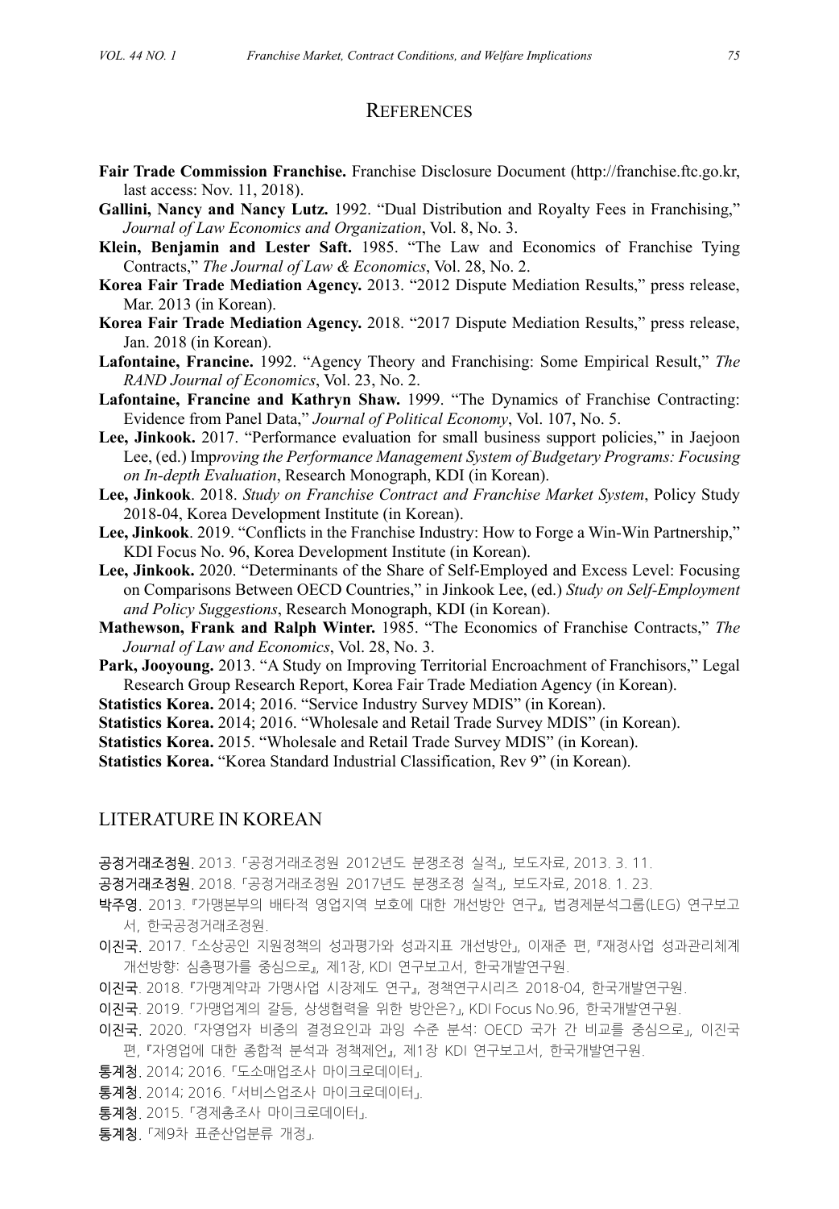## REFERENCES

**Fair Trade Commission Franchise.** Franchise Disclosure Document (http://franchise.ftc.go.kr, last access: Nov. 11, 2018).

**Gallini, Nancy and Nancy Lutz.** 1992. "Dual Distribution and Royalty Fees in Franchising," *Journal of Law Economics and Organization*, Vol. 8, No. 3.

**Klein, Benjamin and Lester Saft.** 1985. "The Law and Economics of Franchise Tying Contracts," *The Journal of Law & Economics*, Vol. 28, No. 2.

**Korea Fair Trade Mediation Agency.** 2013. "2012 Dispute Mediation Results," press release, Mar. 2013 (in Korean).

**Korea Fair Trade Mediation Agency.** 2018. "2017 Dispute Mediation Results," press release, Jan. 2018 (in Korean).

**Lafontaine, Francine.** 1992. "Agency Theory and Franchising: Some Empirical Result," *The RAND Journal of Economics*, Vol. 23, No. 2.

**Lafontaine, Francine and Kathryn Shaw.** 1999. "The Dynamics of Franchise Contracting: Evidence from Panel Data," *Journal of Political Economy*, Vol. 107, No. 5.

**Lee, Jinkook.** 2017. "Performance evaluation for small business support policies," in Jaejoon Lee, (ed.) Imp*roving the Performance Management System of Budgetary Programs: Focusing on In-depth Evaluation*, Research Monograph, KDI (in Korean).

**Lee, Jinkook**. 2018. *Study on Franchise Contract and Franchise Market System*, Policy Study 2018-04, Korea Development Institute (in Korean).

**Lee, Jinkook**. 2019. "Conflicts in the Franchise Industry: How to Forge a Win-Win Partnership," KDI Focus No. 96, Korea Development Institute (in Korean).

**Lee, Jinkook.** 2020. "Determinants of the Share of Self-Employed and Excess Level: Focusing on Comparisons Between OECD Countries," in Jinkook Lee, (ed.) *Study on Self-Employment and Policy Suggestions*, Research Monograph, KDI (in Korean).

**Mathewson, Frank and Ralph Winter.** 1985. "The Economics of Franchise Contracts," *The Journal of Law and Economics*, Vol. 28, No. 3.

**Park, Jooyoung.** 2013. "A Study on Improving Territorial Encroachment of Franchisors," Legal Research Group Research Report, Korea Fair Trade Mediation Agency (in Korean).

**Statistics Korea.** 2014; 2016. "Service Industry Survey MDIS" (in Korean).

**Statistics Korea.** 2014; 2016. "Wholesale and Retail Trade Survey MDIS" (in Korean).

**Statistics Korea.** 2015. "Wholesale and Retail Trade Survey MDIS" (in Korean).

**Statistics Korea.** "Korea Standard Industrial Classification, Rev 9" (in Korean).

## LITERATURE IN KOREAN

**공정거래조정원**. 2013. 「공정거래조정원 2012년도 분쟁조정 실적」, 보도자료, 2013. 3. 11.

**공정거래조정원**. 2018. 「공정거래조정원 2017년도 분쟁조정 실적」, 보도자료, 2018. 1. 23.

**박주영**. 2013. 『가맹본부의 배타적 영업지역 보호에 대한 개선방안 연구』, 법경제분석그룹(LEG) 연구보고서, 한국공정거래조정원.

**이진국**. 2017. 「소상공인 지원정책의 성과평가와 성과지표 개선방안」, 이재준 편, 『재정사업 성과관리체계 개선방향: 심층평가를 중심으로』, 제1장, KDI 연구보고서, 한국개발연구원.

**이진국**. 2018. 『가맹계약과 가맹사업 시장제도 연구』, 정책연구시리즈 2018-04, 한국개발연구원.

**이진국**. 2019. 「가맹업계의 갈등, 상생협력을 위한 방안은?」, KDI Focus No.96, 한국개발연구원.

**이진국**. 2020. 「자영업자 비중의 결정요인과 과잉 수준 분석: OECD 국가 간 비교를 중심으로」, 이진국 편, 『자영업에 대한 종합적 분석과 정책제언』, 제1장 KDI 연구보고서, 한국개발연구원.

**통계청**. 2014; 2016. 「도소매업조사 마이크로데이터」.

**통계청**. 2014; 2016. 「서비스업조사 마이크로데이터」.

**통계청**. 2015. 「경제총조사 마이크로데이터」.

**통계청**. 「제9차 표준산업분류 개정」.